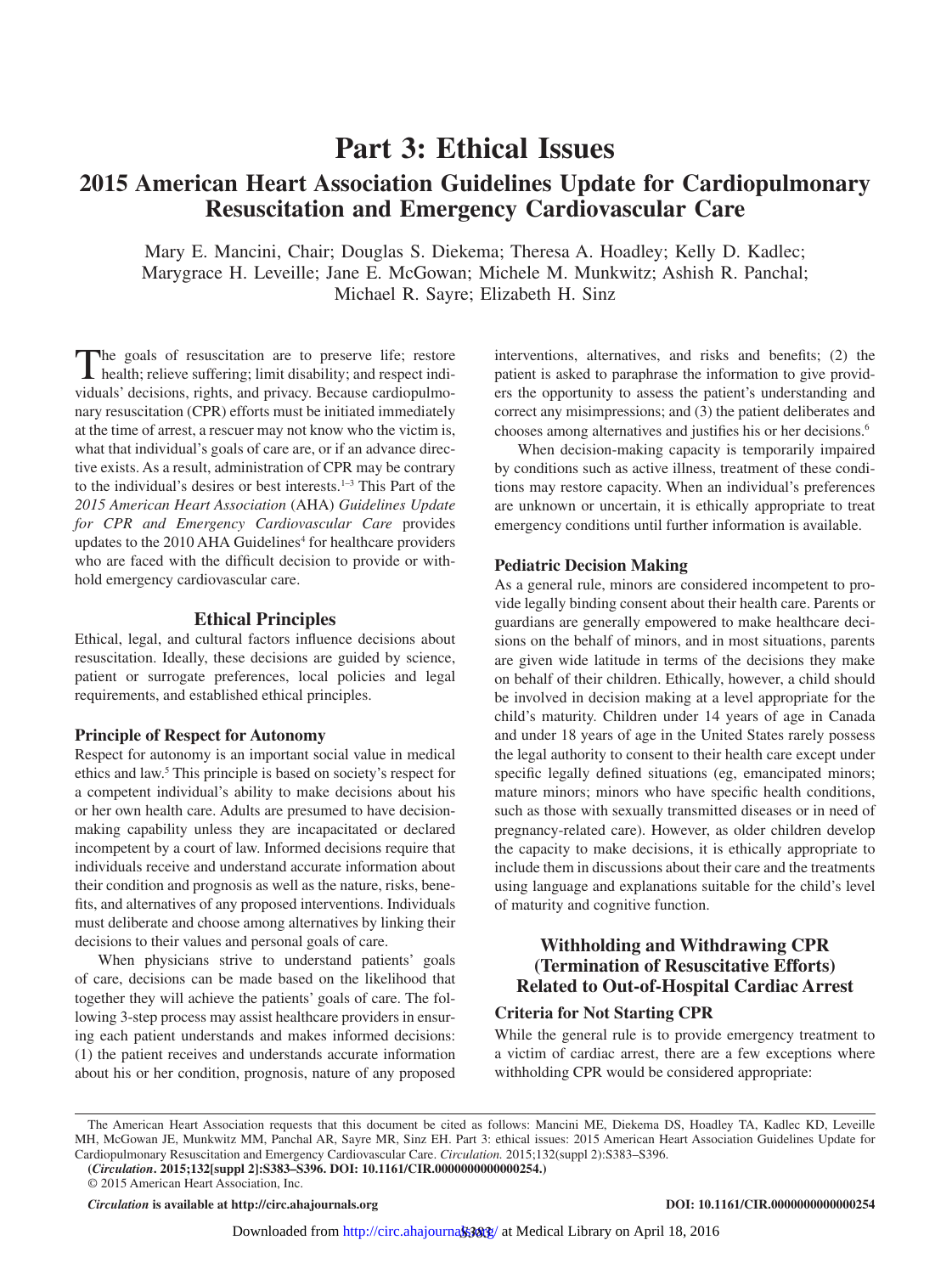# Part 3: Ethical Issues

## 2015 American Heart Association Guidelines Update for Cardiopulmonary Resuscitation and Emergency Cardiovascular Care

Mary E. Mancini, Chair; Douglas S. Diekema; Theresa A. Hoadley; Kelly D. Kadlec; Marygrace H. Leveille; Jane E. McGowan; Michele M. Munkwitz; Ashish R. Panchal; Michael R. Sayre; Elizabeth H. Sinz

The goals of resuscitation are to preserve life; restore health; relieve suffering; limit disability; and respect individuals' decisions, rights, and privacy. Because cardiopulmonary resuscitation (CPR) efforts must be initiated immediately at the time of arrest, a rescuer may not know who the victim is, what that individual's goals of care are, or if an advance directive exists. As a result, administration of CPR may be contrary to the individual's desires or best interests.[1–3] This Part of the *2015 American Heart Association* (AHA) *Guidelines Update for CPR and Emergency Cardiovascular Care* provides updates to the 2010 AHA Guidelines[4] for healthcare providers who are faced with the difficult decision to provide or withhold emergency cardiovascular care.

## Ethical Principles

Ethical, legal, and cultural factors influence decisions about resuscitation. Ideally, these decisions are guided by science, patient or surrogate preferences, local policies and legal requirements, and established ethical principles.

### Principle of Respect for Autonomy

Respect for autonomy is an important social value in medical ethics and law.[5] This principle is based on society's respect for a competent individual's ability to make decisions about his or her own health care. Adults are presumed to have decision-making capability unless they are incapacitated or declared incompetent by a court of law. Informed decisions require that individuals receive and understand accurate information about their condition and prognosis as well as the nature, risks, benefits, and alternatives of any proposed interventions. Individuals must deliberate and choose among alternatives by linking their decisions to their values and personal goals of care.

When physicians strive to understand patients' goals of care, decisions can be made based on the likelihood that together they will achieve the patients' goals of care. The following 3-step process may assist healthcare providers in ensuring each patient understands and makes informed decisions: (1) the patient receives and understands accurate information about his or her condition, prognosis, nature of any proposed interventions, alternatives, and risks and benefits; (2) the patient is asked to paraphrase the information to give providers the opportunity to assess the patient's understanding and correct any misimpressions; and (3) the patient deliberates and chooses among alternatives and justifies his or her decisions.[6]

When decision-making capacity is temporarily impaired by conditions such as active illness, treatment of these conditions may restore capacity. When an individual's preferences are unknown or uncertain, it is ethically appropriate to treat emergency conditions until further information is available.

### Pediatric Decision Making

As a general rule, minors are considered incompetent to provide legally binding consent about their health care. Parents or guardians are generally empowered to make healthcare decisions on the behalf of minors, and in most situations, parents are given wide latitude in terms of the decisions they make on behalf of their children. Ethically, however, a child should be involved in decision making at a level appropriate for the child's maturity. Children under 14 years of age in Canada and under 18 years of age in the United States rarely possess the legal authority to consent to their health care except under specific legally defined situations (eg, emancipated minors; mature minors; minors who have specific health conditions, such as those with sexually transmitted diseases or in need of pregnancy-related care). However, as older children develop the capacity to make decisions, it is ethically appropriate to include them in discussions about their care and the treatments using language and explanations suitable for the child's level of maturity and cognitive function.

## Withholding and Withdrawing CPR (Termination of Resuscitative Efforts) Related to Out-of-Hospital Cardiac Arrest

### Criteria for Not Starting CPR

While the general rule is to provide emergency treatment to a victim of cardiac arrest, there are a few exceptions where withholding CPR would be considered appropriate:

The American Heart Association requests that this document be cited as follows: Mancini ME, Diekema DS, Hoadley TA, Kadlec KD, Leveille MH, McGowan JE, Munkwitz MM, Panchal AR, Sayre MR, Sinz EH. Part 3: ethical issues: 2015 American Heart Association Guidelines Update for Cardiopulmonary Resuscitation and Emergency Cardiovascular Care. *Circulation*. 2015;132(suppl 2):S383–S396.

(***Circulation*. 2015;132[suppl 2]:S383–S396. DOI: 10.1161/CIR.0000000000000254.**)

© 2015 American Heart Association, Inc.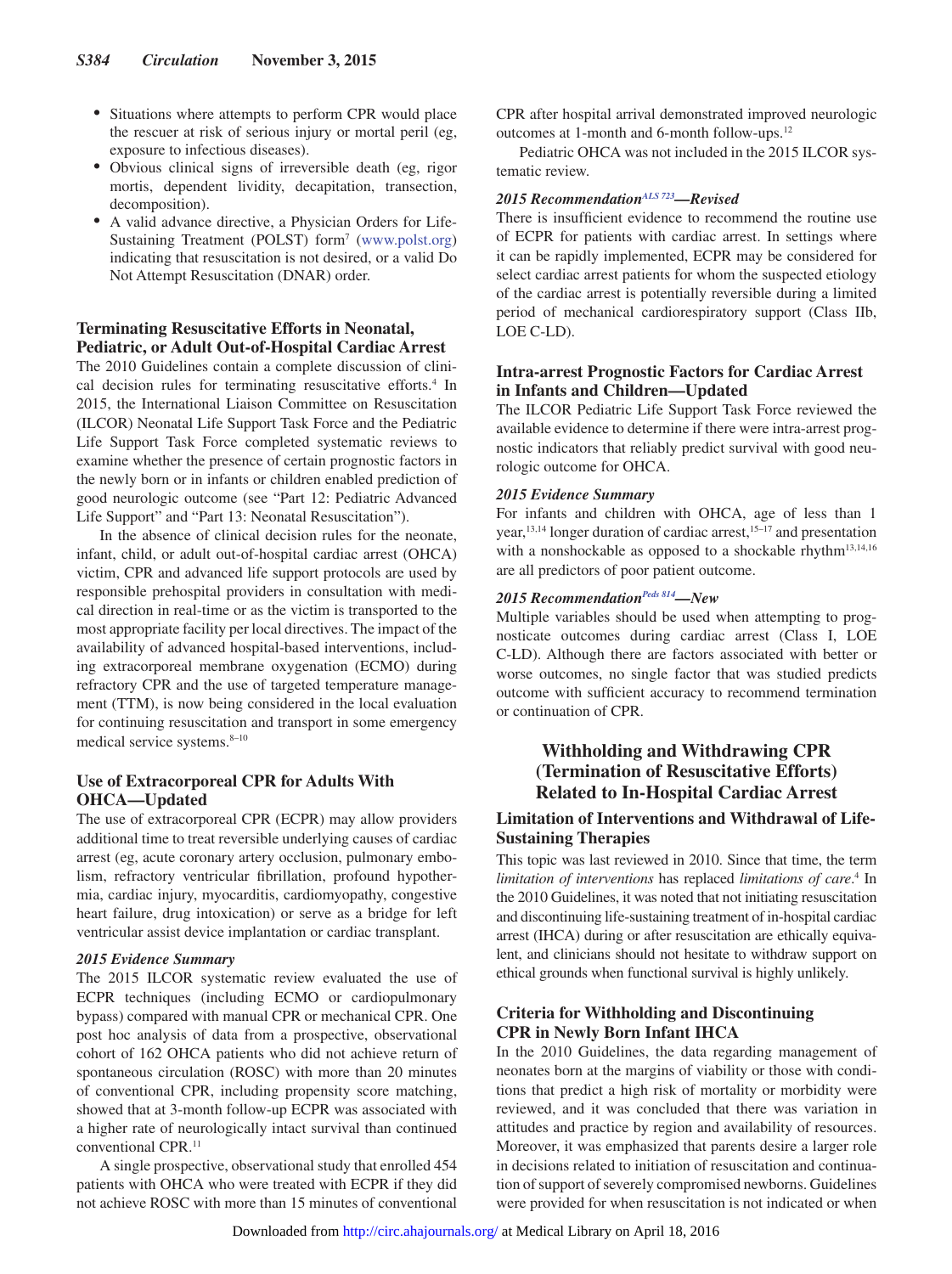- Situations where attempts to perform CPR would place the rescuer at risk of serious injury or mortal peril (eg, exposure to infectious diseases).
- Obvious clinical signs of irreversible death (eg, rigor mortis, dependent lividity, decapitation, transection, decomposition).
- A valid advance directive, a Physician Orders for Life-Sustaining Treatment (POLST) form[7] (www.polst.org) indicating that resuscitation is not desired, or a valid Do Not Attempt Resuscitation (DNAR) order.

### Terminating Resuscitative Efforts in Neonatal, Pediatric, or Adult Out-of-Hospital Cardiac Arrest

The 2010 Guidelines contain a complete discussion of clinical decision rules for terminating resuscitative efforts.[4] In 2015, the International Liaison Committee on Resuscitation (ILCOR) Neonatal Life Support Task Force and the Pediatric Life Support Task Force completed systematic reviews to examine whether the presence of certain prognostic factors in the newly born or in infants or children enabled prediction of good neurologic outcome (see "Part 12: Pediatric Advanced Life Support" and "Part 13: Neonatal Resuscitation").

In the absence of clinical decision rules for the neonate, infant, child, or adult out-of-hospital cardiac arrest (OHCA) victim, CPR and advanced life support protocols are used by responsible prehospital providers in consultation with medical direction in real-time or as the victim is transported to the most appropriate facility per local directives. The impact of the availability of advanced hospital-based interventions, including extracorporeal membrane oxygenation (ECMO) during refractory CPR and the use of targeted temperature management (TTM), is now being considered in the local evaluation for continuing resuscitation and transport in some emergency medical service systems.[8–10]

### Use of Extracorporeal CPR for Adults With OHCA—Updated

The use of extracorporeal CPR (ECPR) may allow providers additional time to treat reversible underlying causes of cardiac arrest (eg, acute coronary artery occlusion, pulmonary embolism, refractory ventricular fibrillation, profound hypothermia, cardiac injury, myocarditis, cardiomyopathy, congestive heart failure, drug intoxication) or serve as a bridge for left ventricular assist device implantation or cardiac transplant.

#### *2015 Evidence Summary*

The 2015 ILCOR systematic review evaluated the use of ECPR techniques (including ECMO or cardiopulmonary bypass) compared with manual CPR or mechanical CPR. One post hoc analysis of data from a prospective, observational cohort of 162 OHCA patients who did not achieve return of spontaneous circulation (ROSC) with more than 20 minutes of conventional CPR, including propensity score matching, showed that at 3-month follow-up ECPR was associated with a higher rate of neurologically intact survival than continued conventional CPR.[11]

A single prospective, observational study that enrolled 454 patients with OHCA who were treated with ECPR if they did not achieve ROSC with more than 15 minutes of conventional CPR after hospital arrival demonstrated improved neurologic outcomes at 1-month and 6-month follow-ups.[12]

Pediatric OHCA was not included in the 2015 ILCOR systematic review.

#### *2015 Recommendation[ALS 723]—Revised*

There is insufficient evidence to recommend the routine use of ECPR for patients with cardiac arrest. In settings where it can be rapidly implemented, ECPR may be considered for select cardiac arrest patients for whom the suspected etiology of the cardiac arrest is potentially reversible during a limited period of mechanical cardiorespiratory support (Class IIb, LOE C-LD).

### Intra-arrest Prognostic Factors for Cardiac Arrest in Infants and Children—Updated

The ILCOR Pediatric Life Support Task Force reviewed the available evidence to determine if there were intra-arrest prognostic indicators that reliably predict survival with good neurologic outcome for OHCA.

#### *2015 Evidence Summary*

For infants and children with OHCA, age of less than 1 year,[13,14] longer duration of cardiac arrest,[15–17] and presentation with a nonshockable as opposed to a shockable rhythm[13,14,16] are all predictors of poor patient outcome.

#### *2015 Recommendation[Peds 814]—New*

Multiple variables should be used when attempting to prognosticate outcomes during cardiac arrest (Class I, LOE C-LD). Although there are factors associated with better or worse outcomes, no single factor that was studied predicts outcome with sufficient accuracy to recommend termination or continuation of CPR.

## Withholding and Withdrawing CPR (Termination of Resuscitative Efforts) Related to In-Hospital Cardiac Arrest

### Limitation of Interventions and Withdrawal of Life-Sustaining Therapies

This topic was last reviewed in 2010. Since that time, the term *limitation of interventions* has replaced *limitations of care*.[4] In the 2010 Guidelines, it was noted that not initiating resuscitation and discontinuing life-sustaining treatment of in-hospital cardiac arrest (IHCA) during or after resuscitation are ethically equivalent, and clinicians should not hesitate to withdraw support on ethical grounds when functional survival is highly unlikely.

### Criteria for Withholding and Discontinuing CPR in Newly Born Infant IHCA

In the 2010 Guidelines, the data regarding management of neonates born at the margins of viability or those with conditions that predict a high risk of mortality or morbidity were reviewed, and it was concluded that there was variation in attitudes and practice by region and availability of resources. Moreover, it was emphasized that parents desire a larger role in decisions related to initiation of resuscitation and continuation of support of severely compromised newborns. Guidelines were provided for when resuscitation is not indicated or when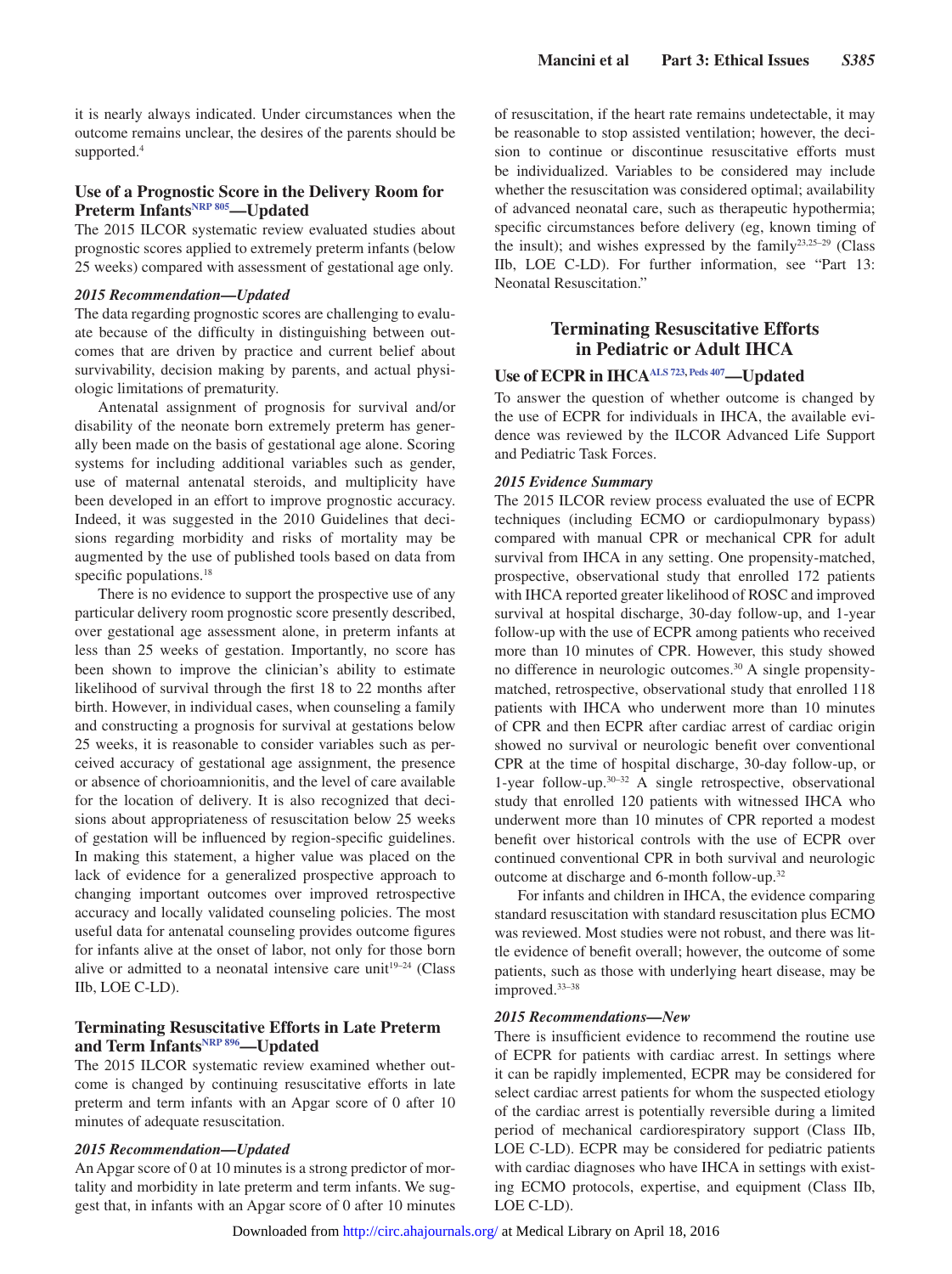it is nearly always indicated. Under circumstances when the outcome remains unclear, the desires of the parents should be supported.[4]

### Use of a Prognostic Score in the Delivery Room for Preterm Infants[NRP 805]—Updated

The 2015 ILCOR systematic review evaluated studies about prognostic scores applied to extremely preterm infants (below 25 weeks) compared with assessment of gestational age only.

#### *2015 Recommendation—Updated*

The data regarding prognostic scores are challenging to evaluate because of the difficulty in distinguishing between outcomes that are driven by practice and current belief about survivability, decision making by parents, and actual physiologic limitations of prematurity.

Antenatal assignment of prognosis for survival and/or disability of the neonate born extremely preterm has generally been made on the basis of gestational age alone. Scoring systems for including additional variables such as gender, use of maternal antenatal steroids, and multiplicity have been developed in an effort to improve prognostic accuracy. Indeed, it was suggested in the 2010 Guidelines that decisions regarding morbidity and risks of mortality may be augmented by the use of published tools based on data from specific populations.[18]

There is no evidence to support the prospective use of any particular delivery room prognostic score presently described, over gestational age assessment alone, in preterm infants at less than 25 weeks of gestation. Importantly, no score has been shown to improve the clinician's ability to estimate likelihood of survival through the first 18 to 22 months after birth. However, in individual cases, when counseling a family and constructing a prognosis for survival at gestations below 25 weeks, it is reasonable to consider variables such as perceived accuracy of gestational age assignment, the presence or absence of chorioamnionitis, and the level of care available for the location of delivery. It is also recognized that decisions about appropriateness of resuscitation below 25 weeks of gestation will be influenced by region-specific guidelines. In making this statement, a higher value was placed on the lack of evidence for a generalized prospective approach to changing important outcomes over improved retrospective accuracy and locally validated counseling policies. The most useful data for antenatal counseling provides outcome figures for infants alive at the onset of labor, not only for those born alive or admitted to a neonatal intensive care unit[19–24] (Class IIb, LOE C-LD).

### Terminating Resuscitative Efforts in Late Preterm and Term Infants[NRP 896]—Updated

The 2015 ILCOR systematic review examined whether outcome is changed by continuing resuscitative efforts in late preterm and term infants with an Apgar score of 0 after 10 minutes of adequate resuscitation.

#### *2015 Recommendation—Updated*

An Apgar score of 0 at 10 minutes is a strong predictor of mortality and morbidity in late preterm and term infants. We suggest that, in infants with an Apgar score of 0 after 10 minutes of resuscitation, if the heart rate remains undetectable, it may be reasonable to stop assisted ventilation; however, the decision to continue or discontinue resuscitative efforts must be individualized. Variables to be considered may include whether the resuscitation was considered optimal; availability of advanced neonatal care, such as therapeutic hypothermia; specific circumstances before delivery (eg, known timing of the insult); and wishes expressed by the family[23,25–29] (Class IIb, LOE C-LD). For further information, see "Part 13: Neonatal Resuscitation."

## Terminating Resuscitative Efforts in Pediatric or Adult IHCA

### Use of ECPR in IHCA[ALS 723, Peds 407]—Updated

To answer the question of whether outcome is changed by the use of ECPR for individuals in IHCA, the available evidence was reviewed by the ILCOR Advanced Life Support and Pediatric Task Forces.

#### *2015 Evidence Summary*

The 2015 ILCOR review process evaluated the use of ECPR techniques (including ECMO or cardiopulmonary bypass) compared with manual CPR or mechanical CPR for adult survival from IHCA in any setting. One propensity-matched, prospective, observational study that enrolled 172 patients with IHCA reported greater likelihood of ROSC and improved survival at hospital discharge, 30-day follow-up, and 1-year follow-up with the use of ECPR among patients who received more than 10 minutes of CPR. However, this study showed no difference in neurologic outcomes.[30] A single propensity-matched, retrospective, observational study that enrolled 118 patients with IHCA who underwent more than 10 minutes of CPR and then ECPR after cardiac arrest of cardiac origin showed no survival or neurologic benefit over conventional CPR at the time of hospital discharge, 30-day follow-up, or 1-year follow-up.[30–32] A single retrospective, observational study that enrolled 120 patients with witnessed IHCA who underwent more than 10 minutes of CPR reported a modest benefit over historical controls with the use of ECPR over continued conventional CPR in both survival and neurologic outcome at discharge and 6-month follow-up.[32]

For infants and children in IHCA, the evidence comparing standard resuscitation with standard resuscitation plus ECMO was reviewed. Most studies were not robust, and there was little evidence of benefit overall; however, the outcome of some patients, such as those with underlying heart disease, may be improved.[33–38]

#### *2015 Recommendations—New*

There is insufficient evidence to recommend the routine use of ECPR for patients with cardiac arrest. In settings where it can be rapidly implemented, ECPR may be considered for select cardiac arrest patients for whom the suspected etiology of the cardiac arrest is potentially reversible during a limited period of mechanical cardiorespiratory support (Class IIb, LOE C-LD). ECPR may be considered for pediatric patients with cardiac diagnoses who have IHCA in settings with existing ECMO protocols, expertise, and equipment (Class IIb, LOE C-LD).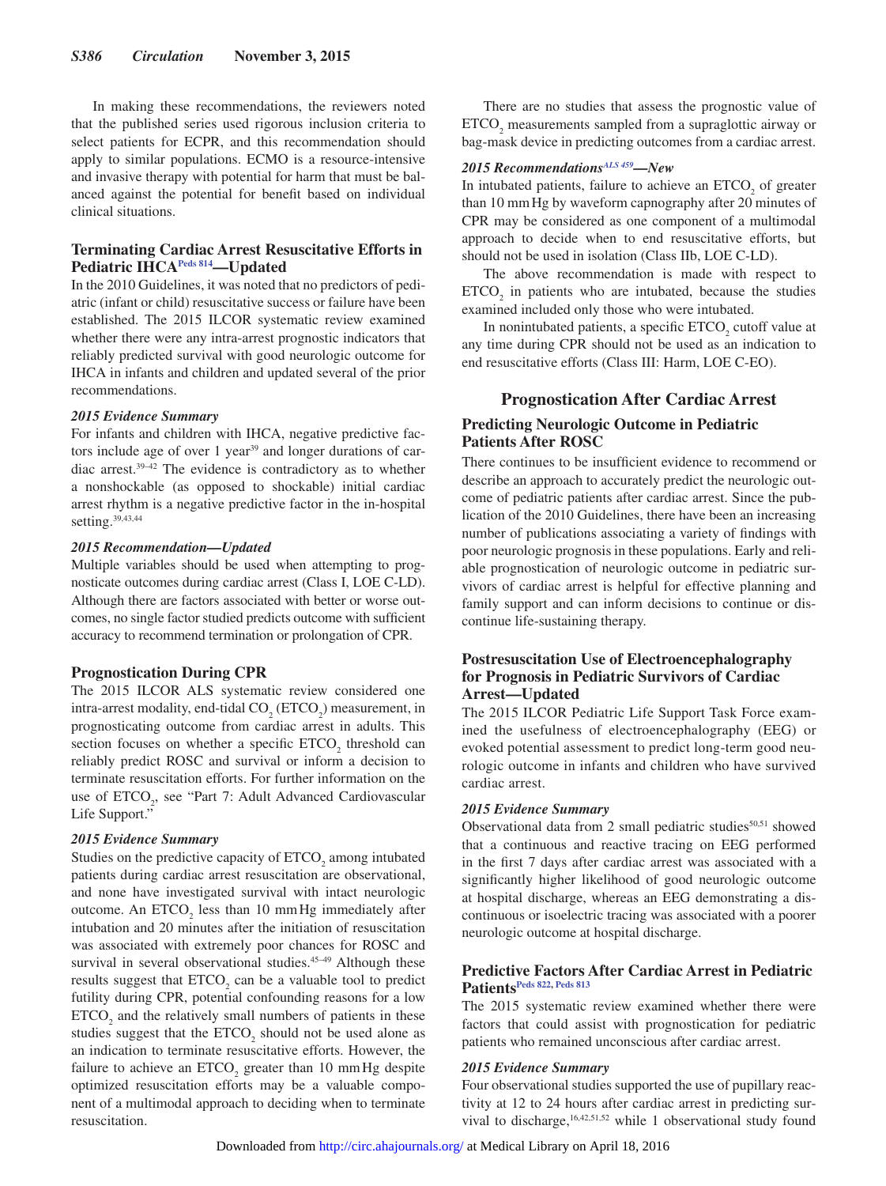In making these recommendations, the reviewers noted that the published series used rigorous inclusion criteria to select patients for ECPR, and this recommendation should apply to similar populations. ECMO is a resource-intensive and invasive therapy with potential for harm that must be balanced against the potential for benefit based on individual clinical situations.

### Terminating Cardiac Arrest Resuscitative Efforts in Pediatric IHCA[Peds 814]—Updated

In the 2010 Guidelines, it was noted that no predictors of pediatric (infant or child) resuscitative success or failure have been established. The 2015 ILCOR systematic review examined whether there were any intra-arrest prognostic indicators that reliably predicted survival with good neurologic outcome for IHCA in infants and children and updated several of the prior recommendations.

#### *2015 Evidence Summary*

For infants and children with IHCA, negative predictive factors include age of over 1 year[39] and longer durations of cardiac arrest.[39–42] The evidence is contradictory as to whether a nonshockable (as opposed to shockable) initial cardiac arrest rhythm is a negative predictive factor in the in-hospital setting.[39,43,44]

#### *2015 Recommendation—Updated*

Multiple variables should be used when attempting to prognosticate outcomes during cardiac arrest (Class I, LOE C-LD). Although there are factors associated with better or worse outcomes, no single factor studied predicts outcome with sufficient accuracy to recommend termination or prolongation of CPR.

### Prognostication During CPR

The 2015 ILCOR ALS systematic review considered one intra-arrest modality, end-tidal $CO_2$ ($ETCO_2$) measurement, in prognosticating outcome from cardiac arrest in adults. This section focuses on whether a specific $ETCO_2$ threshold can reliably predict ROSC and survival or inform a decision to terminate resuscitation efforts. For further information on the use of $ETCO_2$, see "Part 7: Adult Advanced Cardiovascular Life Support."

#### *2015 Evidence Summary*

Studies on the predictive capacity of $ETCO_2$ among intubated patients during cardiac arrest resuscitation are observational, and none have investigated survival with intact neurologic outcome. An $ETCO_2$ less than 10 mm Hg immediately after intubation and 20 minutes after the initiation of resuscitation was associated with extremely poor chances for ROSC and survival in several observational studies.[45–49] Although these results suggest that $ETCO_2$ can be a valuable tool to predict futility during CPR, potential confounding reasons for a low $ETCO_2$ and the relatively small numbers of patients in these studies suggest that the $ETCO_2$ should not be used alone as an indication to terminate resuscitative efforts. However, the failure to achieve an $ETCO_2$ greater than 10 mm Hg despite optimized resuscitation efforts may be a valuable component of a multimodal approach to deciding when to terminate resuscitation.

There are no studies that assess the prognostic value of $ETCO_2$ measurements sampled from a supraglottic airway or bag-mask device in predicting outcomes from a cardiac arrest.

#### *2015 Recommendations[ALS 459]—New*

In intubated patients, failure to achieve an $ETCO_2$ of greater than 10 mm Hg by waveform capnography after 20 minutes of CPR may be considered as one component of a multimodal approach to decide when to end resuscitative efforts, but should not be used in isolation (Class IIb, LOE C-LD).

The above recommendation is made with respect to $ETCO_2$ in patients who are intubated, because the studies examined included only those who were intubated.

In nonintubated patients, a specific $ETCO_2$ cutoff value at any time during CPR should not be used as an indication to end resuscitative efforts (Class III: Harm, LOE C-EO).

## Prognostication After Cardiac Arrest

### Predicting Neurologic Outcome in Pediatric Patients After ROSC

There continues to be insufficient evidence to recommend or describe an approach to accurately predict the neurologic outcome of pediatric patients after cardiac arrest. Since the publication of the 2010 Guidelines, there have been an increasing number of publications associating a variety of findings with poor neurologic prognosis in these populations. Early and reliable prognostication of neurologic outcome in pediatric survivors of cardiac arrest is helpful for effective planning and family support and can inform decisions to continue or discontinue life-sustaining therapy.

### Postresuscitation Use of Electroencephalography for Prognosis in Pediatric Survivors of Cardiac Arrest—Updated

The 2015 ILCOR Pediatric Life Support Task Force examined the usefulness of electroencephalography (EEG) or evoked potential assessment to predict long-term good neurologic outcome in infants and children who have survived cardiac arrest.

#### *2015 Evidence Summary*

Observational data from 2 small pediatric studies[50,51] showed that a continuous and reactive tracing on EEG performed in the first 7 days after cardiac arrest was associated with a significantly higher likelihood of good neurologic outcome at hospital discharge, whereas an EEG demonstrating a discontinuous or isoelectric tracing was associated with a poorer neurologic outcome at hospital discharge.

### Predictive Factors After Cardiac Arrest in Pediatric Patients[Peds 822, Peds 813]

The 2015 systematic review examined whether there were factors that could assist with prognostication for pediatric patients who remained unconscious after cardiac arrest.

#### *2015 Evidence Summary*

Four observational studies supported the use of pupillary reactivity at 12 to 24 hours after cardiac arrest in predicting survival to discharge,[16,42,51,52] while 1 observational study found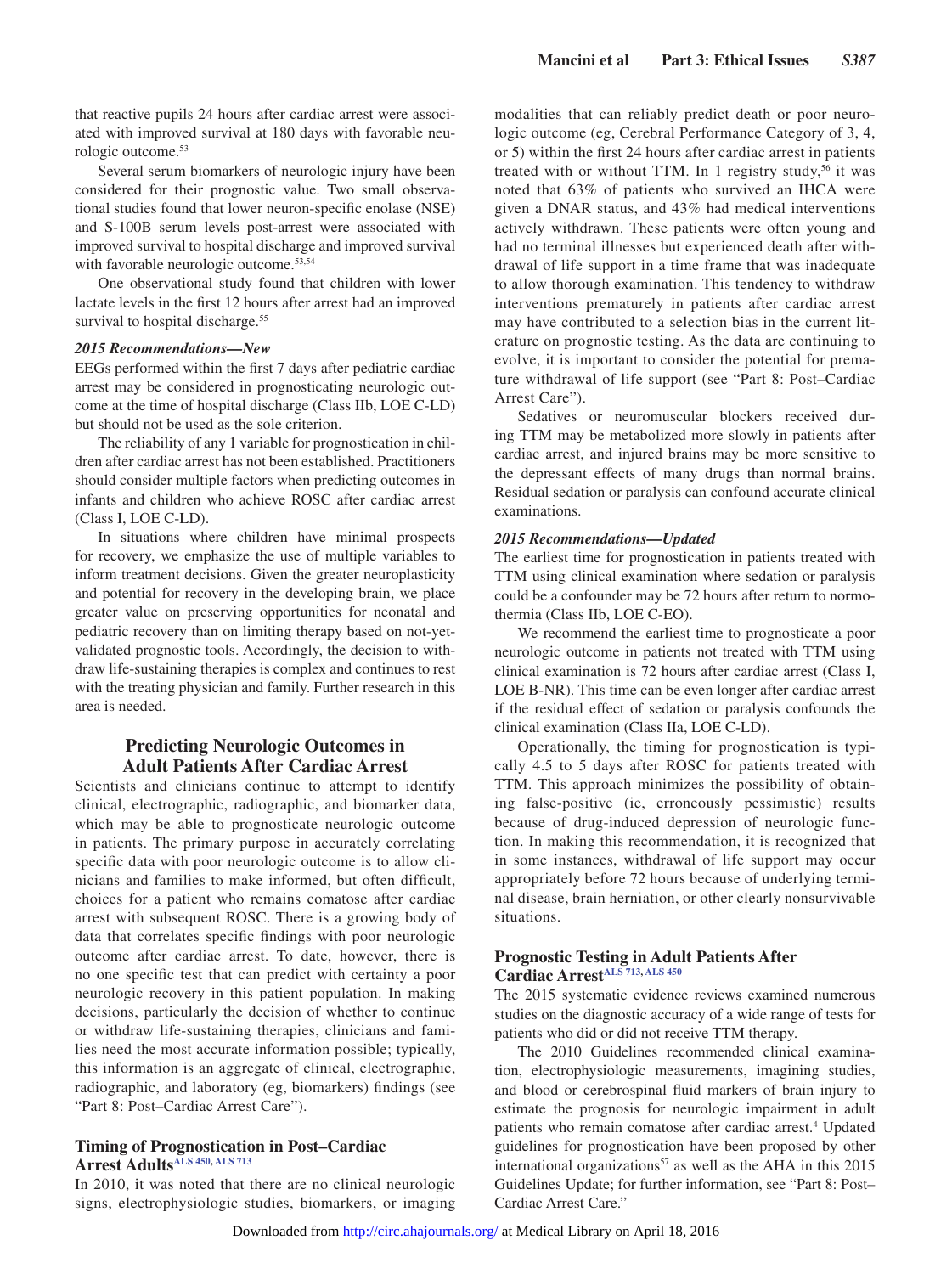that reactive pupils 24 hours after cardiac arrest were associated with improved survival at 180 days with favorable neurologic outcome.[53]

Several serum biomarkers of neurologic injury have been considered for their prognostic value. Two small observational studies found that lower neuron-specific enolase (NSE) and S-100B serum levels post-arrest were associated with improved survival to hospital discharge and improved survival with favorable neurologic outcome.[53,54]

One observational study found that children with lower lactate levels in the first 12 hours after arrest had an improved survival to hospital discharge.[55]

#### *2015 Recommendations—New*

EEGs performed within the first 7 days after pediatric cardiac arrest may be considered in prognosticating neurologic outcome at the time of hospital discharge (Class IIb, LOE C-LD) but should not be used as the sole criterion.

The reliability of any 1 variable for prognostication in children after cardiac arrest has not been established. Practitioners should consider multiple factors when predicting outcomes in infants and children who achieve ROSC after cardiac arrest (Class I, LOE C-LD).

In situations where children have minimal prospects for recovery, we emphasize the use of multiple variables to inform treatment decisions. Given the greater neuroplasticity and potential for recovery in the developing brain, we place greater value on preserving opportunities for neonatal and pediatric recovery than on limiting therapy based on not-yet-validated prognostic tools. Accordingly, the decision to withdraw life-sustaining therapies is complex and continues to rest with the treating physician and family. Further research in this area is needed.

## Predicting Neurologic Outcomes in Adult Patients After Cardiac Arrest

Scientists and clinicians continue to attempt to identify clinical, electrographic, radiographic, and biomarker data, which may be able to prognosticate neurologic outcome in patients. The primary purpose in accurately correlating specific data with poor neurologic outcome is to allow clinicians and families to make informed, but often difficult, choices for a patient who remains comatose after cardiac arrest with subsequent ROSC. There is a growing body of data that correlates specific findings with poor neurologic outcome after cardiac arrest. To date, however, there is no one specific test that can predict with certainty a poor neurologic recovery in this patient population. In making decisions, particularly the decision of whether to continue or withdraw life-sustaining therapies, clinicians and families need the most accurate information possible; typically, this information is an aggregate of clinical, electrographic, radiographic, and laboratory (eg, biomarkers) findings (see "Part 8: Post–Cardiac Arrest Care").

### Timing of Prognostication in Post–Cardiac Arrest Adults[ALS 450, ALS 713]

In 2010, it was noted that there are no clinical neurologic signs, electrophysiologic studies, biomarkers, or imaging modalities that can reliably predict death or poor neurologic outcome (eg, Cerebral Performance Category of 3, 4, or 5) within the first 24 hours after cardiac arrest in patients treated with or without TTM. In 1 registry study,[56] it was noted that 63% of patients who survived an IHCA were given a DNAR status, and 43% had medical interventions actively withdrawn. These patients were often young and had no terminal illnesses but experienced death after withdrawal of life support in a time frame that was inadequate to allow thorough examination. This tendency to withdraw interventions prematurely in patients after cardiac arrest may have contributed to a selection bias in the current literature on prognostic testing. As the data are continuing to evolve, it is important to consider the potential for premature withdrawal of life support (see "Part 8: Post–Cardiac Arrest Care").

Sedatives or neuromuscular blockers received during TTM may be metabolized more slowly in patients after cardiac arrest, and injured brains may be more sensitive to the depressant effects of many drugs than normal brains. Residual sedation or paralysis can confound accurate clinical examinations.

#### *2015 Recommendations—Updated*

The earliest time for prognostication in patients treated with TTM using clinical examination where sedation or paralysis could be a confounder may be 72 hours after return to normothermia (Class IIb, LOE C-EO).

We recommend the earliest time to prognosticate a poor neurologic outcome in patients not treated with TTM using clinical examination is 72 hours after cardiac arrest (Class I, LOE B-NR). This time can be even longer after cardiac arrest if the residual effect of sedation or paralysis confounds the clinical examination (Class IIa, LOE C-LD).

Operationally, the timing for prognostication is typically 4.5 to 5 days after ROSC for patients treated with TTM. This approach minimizes the possibility of obtaining false-positive (ie, erroneously pessimistic) results because of drug-induced depression of neurologic function. In making this recommendation, it is recognized that in some instances, withdrawal of life support may occur appropriately before 72 hours because of underlying terminal disease, brain herniation, or other clearly nonsurvivable situations.

### Prognostic Testing in Adult Patients After Cardiac Arrest[ALS 713, ALS 450]

The 2015 systematic evidence reviews examined numerous studies on the diagnostic accuracy of a wide range of tests for patients who did or did not receive TTM therapy.

The 2010 Guidelines recommended clinical examination, electrophysiologic measurements, imagining studies, and blood or cerebrospinal fluid markers of brain injury to estimate the prognosis for neurologic impairment in adult patients who remain comatose after cardiac arrest.[4] Updated guidelines for prognostication have been proposed by other international organizations[57] as well as the AHA in this 2015 Guidelines Update; for further information, see "Part 8: Post–Cardiac Arrest Care."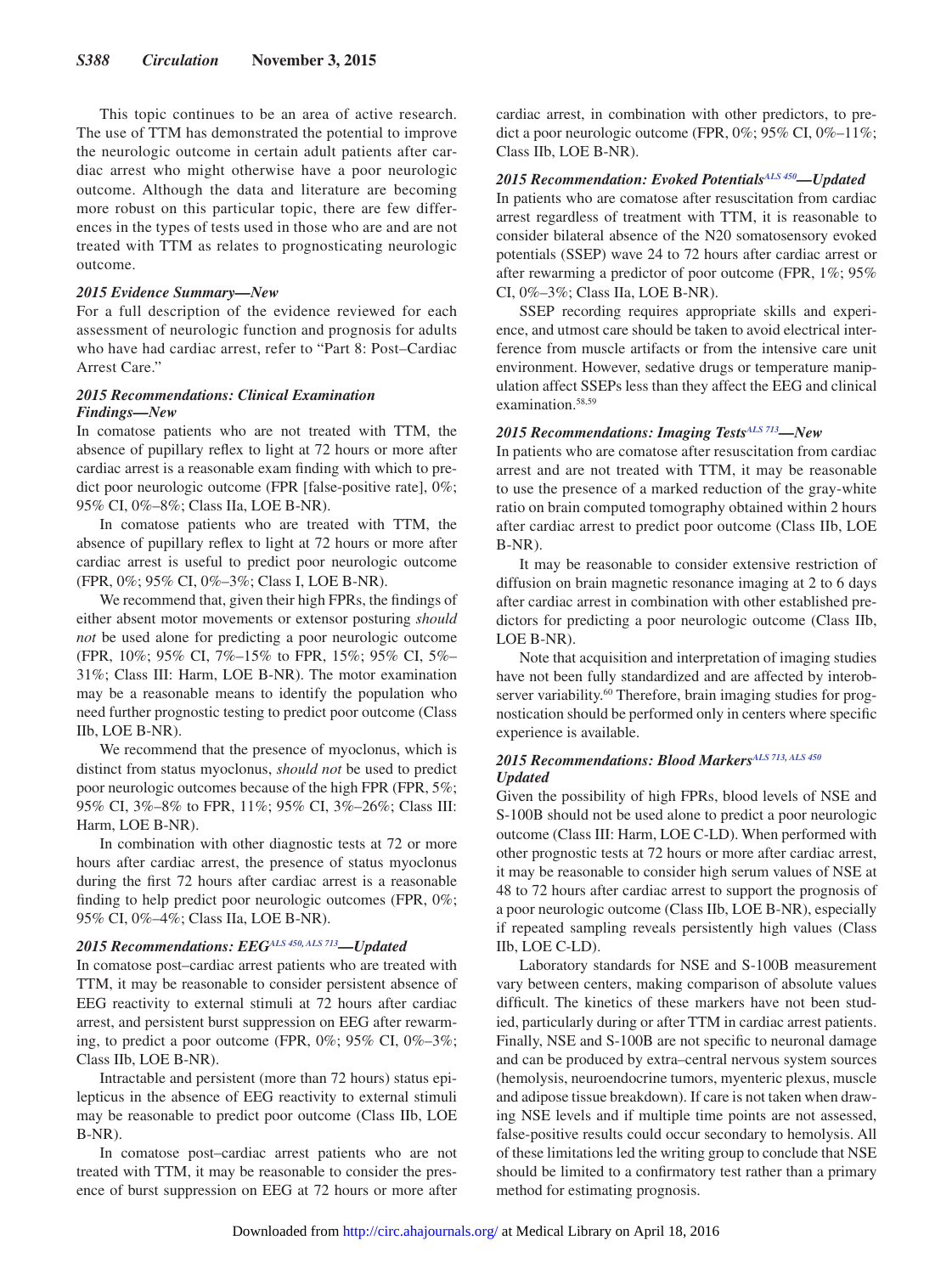This topic continues to be an area of active research. The use of TTM has demonstrated the potential to improve the neurologic outcome in certain adult patients after cardiac arrest who might otherwise have a poor neurologic outcome. Although the data and literature are becoming more robust on this particular topic, there are few differences in the types of tests used in those who are and are not treated with TTM as relates to prognosticating neurologic outcome.

### *2015 Evidence Summary—New*

For a full description of the evidence reviewed for each assessment of neurologic function and prognosis for adults who have had cardiac arrest, refer to "Part 8: Post–Cardiac Arrest Care."

### *2015 Recommendations: Clinical Examination Findings—New*

In comatose patients who are not treated with TTM, the absence of pupillary reflex to light at 72 hours or more after cardiac arrest is a reasonable exam finding with which to predict poor neurologic outcome (FPR [false-positive rate], 0%; 95% CI, 0%–8%; Class IIa, LOE B-NR).

In comatose patients who are treated with TTM, the absence of pupillary reflex to light at 72 hours or more after cardiac arrest is useful to predict poor neurologic outcome (FPR, 0%; 95% CI, 0%–3%; Class I, LOE B-NR).

We recommend that, given their high FPRs, the findings of either absent motor movements or extensor posturing *should not* be used alone for predicting a poor neurologic outcome (FPR, 10%; 95% CI, 7%–15% to FPR, 15%; 95% CI, 5%–31%; Class III: Harm, LOE B-NR). The motor examination may be a reasonable means to identify the population who need further prognostic testing to predict poor outcome (Class IIb, LOE B-NR).

We recommend that the presence of myoclonus, which is distinct from status myoclonus, *should not* be used to predict poor neurologic outcomes because of the high FPR (FPR, 5%; 95% CI, 3%–8% to FPR, 11%; 95% CI, 3%–26%; Class III: Harm, LOE B-NR).

In combination with other diagnostic tests at 72 or more hours after cardiac arrest, the presence of status myoclonus during the first 72 hours after cardiac arrest is a reasonable finding to help predict poor neurologic outcomes (FPR, 0%; 95% CI, 0%–4%; Class IIa, LOE B-NR).

### *2015 Recommendations: EEG*[ALS 450, ALS 713]*—Updated*

In comatose post–cardiac arrest patients who are treated with TTM, it may be reasonable to consider persistent absence of EEG reactivity to external stimuli at 72 hours after cardiac arrest, and persistent burst suppression on EEG after rewarming, to predict a poor outcome (FPR, 0%; 95% CI, 0%–3%; Class IIb, LOE B-NR).

Intractable and persistent (more than 72 hours) status epilepticus in the absence of EEG reactivity to external stimuli may be reasonable to predict poor outcome (Class IIb, LOE B-NR).

In comatose post–cardiac arrest patients who are not treated with TTM, it may be reasonable to consider the presence of burst suppression on EEG at 72 hours or more after cardiac arrest, in combination with other predictors, to predict a poor neurologic outcome (FPR, 0%; 95% CI, 0%–11%; Class IIb, LOE B-NR).

### *2015 Recommendation: Evoked Potentials*[ALS 450]*—Updated*

In patients who are comatose after resuscitation from cardiac arrest regardless of treatment with TTM, it is reasonable to consider bilateral absence of the N20 somatosensory evoked potentials (SSEP) wave 24 to 72 hours after cardiac arrest or after rewarming a predictor of poor outcome (FPR, 1%; 95% CI, 0%–3%; Class IIa, LOE B-NR).

SSEP recording requires appropriate skills and experience, and utmost care should be taken to avoid electrical interference from muscle artifacts or from the intensive care unit environment. However, sedative drugs or temperature manipulation affect SSEPs less than they affect the EEG and clinical examination.[58,59]

### *2015 Recommendations: Imaging Tests*[ALS 713]*—New*

In patients who are comatose after resuscitation from cardiac arrest and are not treated with TTM, it may be reasonable to use the presence of a marked reduction of the gray-white ratio on brain computed tomography obtained within 2 hours after cardiac arrest to predict poor outcome (Class IIb, LOE B-NR).

It may be reasonable to consider extensive restriction of diffusion on brain magnetic resonance imaging at 2 to 6 days after cardiac arrest in combination with other established predictors for predicting a poor neurologic outcome (Class IIb, LOE B-NR).

Note that acquisition and interpretation of imaging studies have not been fully standardized and are affected by interobserver variability.[60] Therefore, brain imaging studies for prognostication should be performed only in centers where specific experience is available.

### *2015 Recommendations: Blood Markers*[ALS 713, ALS 450] *Updated*

Given the possibility of high FPRs, blood levels of NSE and S-100B should not be used alone to predict a poor neurologic outcome (Class III: Harm, LOE C-LD). When performed with other prognostic tests at 72 hours or more after cardiac arrest, it may be reasonable to consider high serum values of NSE at 48 to 72 hours after cardiac arrest to support the prognosis of a poor neurologic outcome (Class IIb, LOE B-NR), especially if repeated sampling reveals persistently high values (Class IIb, LOE C-LD).

Laboratory standards for NSE and S-100B measurement vary between centers, making comparison of absolute values difficult. The kinetics of these markers have not been studied, particularly during or after TTM in cardiac arrest patients. Finally, NSE and S-100B are not specific to neuronal damage and can be produced by extra–central nervous system sources (hemolysis, neuroendocrine tumors, myenteric plexus, muscle and adipose tissue breakdown). If care is not taken when drawing NSE levels and if multiple time points are not assessed, false-positive results could occur secondary to hemolysis. All of these limitations led the writing group to conclude that NSE should be limited to a confirmatory test rather than a primary method for estimating prognosis.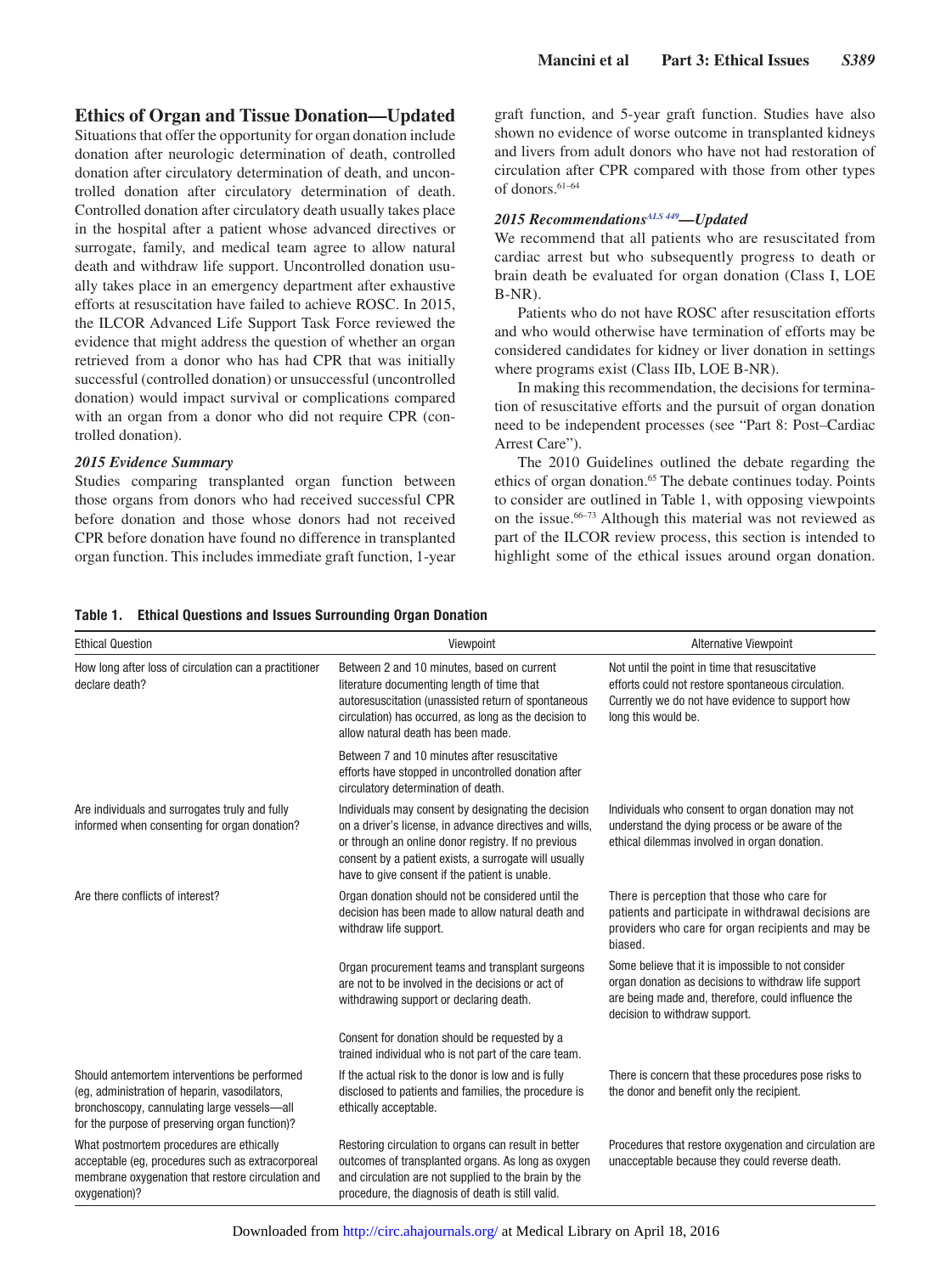## Ethics of Organ and Tissue Donation—Updated

Situations that offer the opportunity for organ donation include donation after neurologic determination of death, controlled donation after circulatory determination of death, and uncontrolled donation after circulatory determination of death. Controlled donation after circulatory death usually takes place in the hospital after a patient whose advanced directives or surrogate, family, and medical team agree to allow natural death and withdraw life support. Uncontrolled donation usually takes place in an emergency department after exhaustive efforts at resuscitation have failed to achieve ROSC. In 2015, the ILCOR Advanced Life Support Task Force reviewed the evidence that might address the question of whether an organ retrieved from a donor who has had CPR that was initially successful (controlled donation) or unsuccessful (uncontrolled donation) would impact survival or complications compared with an organ from a donor who did not require CPR (controlled donation).

### *2015 Evidence Summary*

Studies comparing transplanted organ function between those organs from donors who had received successful CPR before donation and those whose donors had not received CPR before donation have found no difference in transplanted organ function. This includes immediate graft function, 1-year graft function, and 5-year graft function. Studies have also shown no evidence of worse outcome in transplanted kidneys and livers from adult donors who have not had restoration of circulation after CPR compared with those from other types of donors.[61–64]

### *2015 Recommendations[ALS 449]—Updated*

We recommend that all patients who are resuscitated from cardiac arrest but who subsequently progress to death or brain death be evaluated for organ donation (Class I, LOE B-NR).

Patients who do not have ROSC after resuscitation efforts and who would otherwise have termination of efforts may be considered candidates for kidney or liver donation in settings where programs exist (Class IIb, LOE B-NR).

In making this recommendation, the decisions for termination of resuscitative efforts and the pursuit of organ donation need to be independent processes (see "Part 8: Post–Cardiac Arrest Care").

The 2010 Guidelines outlined the debate regarding the ethics of organ donation.[65] The debate continues today. Points to consider are outlined in Table 1, with opposing viewpoints on the issue.[66–73] Although this material was not reviewed as part of the ILCOR review process, this section is intended to highlight some of the ethical issues around organ donation.

**Table 1. Ethical Questions and Issues Surrounding Organ Donation**

| Ethical Question | Viewpoint | Alternative Viewpoint |
|---|---|---|
| How long after loss of circulation can a practitioner declare death? | Between 2 and 10 minutes, based on current literature documenting length of time that autoresuscitation (unassisted return of spontaneous circulation) has occurred, as long as the decision to allow natural death has been made. | Not until the point in time that resuscitative efforts could not restore spontaneous circulation. Currently we do not have evidence to support how long this would be. |
| | Between 7 and 10 minutes after resuscitative efforts have stopped in uncontrolled donation after circulatory determination of death. | |
| Are individuals and surrogates truly and fully informed when consenting for organ donation? | Individuals may consent by designating the decision on a driver's license, in advance directives and wills, or through an online donor registry. If no previous consent by a patient exists, a surrogate will usually have to give consent if the patient is unable. | Individuals who consent to organ donation may not understand the dying process or be aware of the ethical dilemmas involved in organ donation. |
| Are there conflicts of interest? | Organ donation should not be considered until the decision has been made to allow natural death and withdraw life support. | There is perception that those who care for patients and participate in withdrawal decisions are providers who care for organ recipients and may be biased. |
| | Organ procurement teams and transplant surgeons are not to be involved in the decisions or act of withdrawing support or declaring death. | Some believe that it is impossible to not consider organ donation as decisions to withdraw life support are being made and, therefore, could influence the decision to withdraw support. |
| | Consent for donation should be requested by a trained individual who is not part of the care team. | |
| Should antemortem interventions be performed (eg, administration of heparin, vasodilators, bronchoscopy, cannulating large vessels—all for the purpose of preserving organ function)? | If the actual risk to the donor is low and is fully disclosed to patients and families, the procedure is ethically acceptable. | There is concern that these procedures pose risks to the donor and benefit only the recipient. |
| What postmortem procedures are ethically acceptable (eg, procedures such as extracorporeal membrane oxygenation that restore circulation and oxygenation)? | Restoring circulation to organs can result in better outcomes of transplanted organs. As long as oxygen and circulation are not supplied to the brain by the procedure, the diagnosis of death is still valid. | Procedures that restore oxygenation and circulation are unacceptable because they could reverse death. |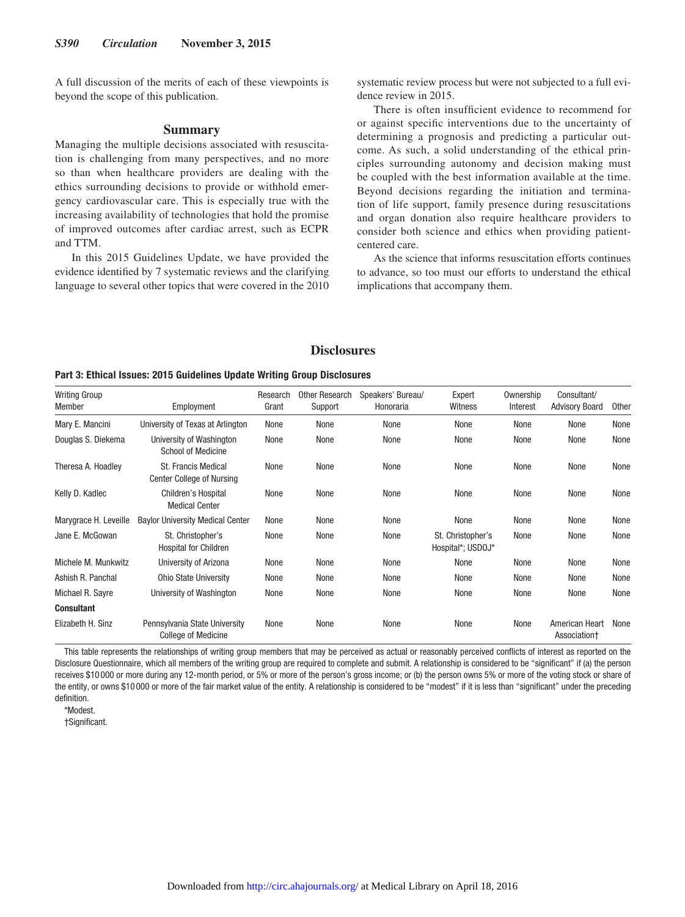A full discussion of the merits of each of these viewpoints is beyond the scope of this publication.

## Summary

Managing the multiple decisions associated with resuscitation is challenging from many perspectives, and no more so than when healthcare providers are dealing with the ethics surrounding decisions to provide or withhold emergency cardiovascular care. This is especially true with the increasing availability of technologies that hold the promise of improved outcomes after cardiac arrest, such as ECPR and TTM.

In this 2015 Guidelines Update, we have provided the evidence identified by 7 systematic reviews and the clarifying language to several other topics that were covered in the 2010 systematic review process but were not subjected to a full evidence review in 2015.

There is often insufficient evidence to recommend for or against specific interventions due to the uncertainty of determining a prognosis and predicting a particular outcome. As such, a solid understanding of the ethical principles surrounding autonomy and decision making must be coupled with the best information available at the time. Beyond decisions regarding the initiation and termination of life support, family presence during resuscitations and organ donation also require healthcare providers to consider both science and ethics when providing patient-centered care.

As the science that informs resuscitation efforts continues to advance, so too must our efforts to understand the ethical implications that accompany them.

## Disclosures

**Part 3: Ethical Issues: 2015 Guidelines Update Writing Group Disclosures**

| Writing Group Member | Employment | Research Grant | Other Research Support | Speakers' Bureau/ Honoraria | Expert Witness | Ownership Interest | Consultant/ Advisory Board | Other |
|---|---|---|---|---|---|---|---|---|
| Mary E. Mancini | University of Texas at Arlington | None | None | None | None | None | None | None |
| Douglas S. Diekema | University of Washington School of Medicine | None | None | None | None | None | None | None |
| Theresa A. Hoadley | St. Francis Medical Center College of Nursing | None | None | None | None | None | None | None |
| Kelly D. Kadlec | Children's Hospital Medical Center | None | None | None | None | None | None | None |
| Marygrace H. Leveille | Baylor University Medical Center | None | None | None | None | None | None | None |
| Jane E. McGowan | St. Christopher's Hospital for Children | None | None | None | St. Christopher's Hospital*; USDOJ* | None | None | None |
| Michele M. Munkwitz | University of Arizona | None | None | None | None | None | None | None |
| Ashish R. Panchal | Ohio State University | None | None | None | None | None | None | None |
| Michael R. Sayre | University of Washington | None | None | None | None | None | None | None |
| **Consultant** | | | | | | | | |
| Elizabeth H. Sinz | Pennsylvania State University College of Medicine | None | None | None | None | None | American Heart Association† | None |

This table represents the relationships of writing group members that may be perceived as actual or reasonably perceived conflicts of interest as reported on the Disclosure Questionnaire, which all members of the writing group are required to complete and submit. A relationship is considered to be "significant" if (a) the person receives $10 000 or more during any 12-month period, or 5% or more of the person's gross income; or (b) the person owns 5% or more of the voting stock or share of the entity, or owns $10 000 or more of the fair market value of the entity. A relationship is considered to be "modest" if it is less than "significant" under the preceding definition.

*Modest.

†Significant.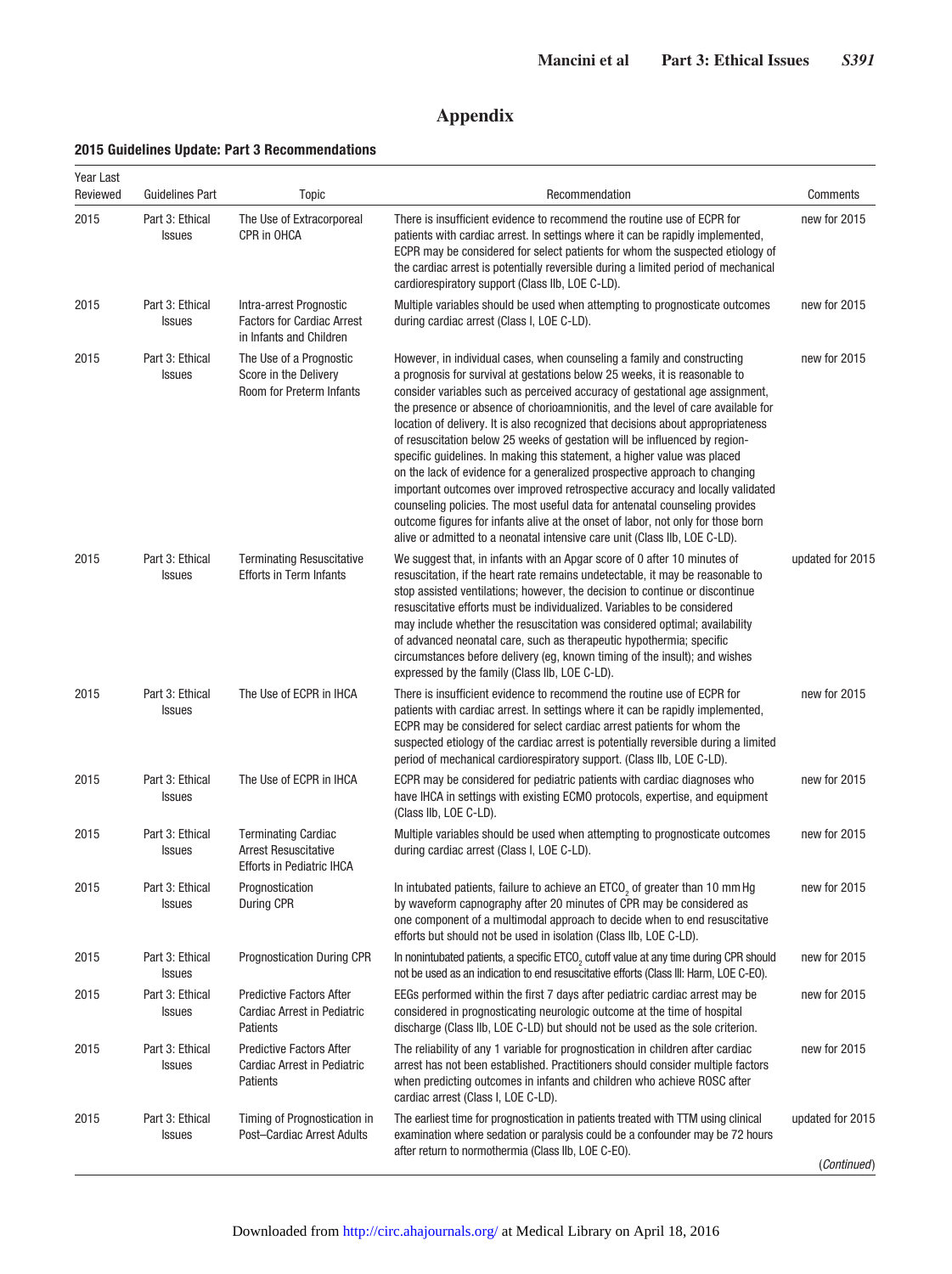# Appendix

**2015 Guidelines Update: Part 3 Recommendations**

| Year Last Reviewed | Guidelines Part | Topic | Recommendation | Comments |
|---|---|---|---|---|
| 2015 | Part 3: Ethical Issues | The Use of Extracorporeal CPR in OHCA | There is insufficient evidence to recommend the routine use of ECPR for patients with cardiac arrest. In settings where it can be rapidly implemented, ECPR may be considered for select patients for whom the suspected etiology of the cardiac arrest is potentially reversible during a limited period of mechanical cardiorespiratory support (Class IIb, LOE C-LD). | new for 2015 |
| 2015 | Part 3: Ethical Issues | Intra-arrest Prognostic Factors for Cardiac Arrest in Infants and Children | Multiple variables should be used when attempting to prognosticate outcomes during cardiac arrest (Class I, LOE C-LD). | new for 2015 |
| 2015 | Part 3: Ethical Issues | The Use of a Prognostic Score in the Delivery Room for Preterm Infants | However, in individual cases, when counseling a family and constructing a prognosis for survival at gestations below 25 weeks, it is reasonable to consider variables such as perceived accuracy of gestational age assignment, the presence or absence of chorioamnionitis, and the level of care available for location of delivery. It is also recognized that decisions about appropriateness of resuscitation below 25 weeks of gestation will be influenced by region-specific guidelines. In making this statement, a higher value was placed on the lack of evidence for a generalized prospective approach to changing important outcomes over improved retrospective accuracy and locally validated counseling policies. The most useful data for antenatal counseling provides outcome figures for infants alive at the onset of labor, not only for those born alive or admitted to a neonatal intensive care unit (Class IIb, LOE C-LD). | new for 2015 |
| 2015 | Part 3: Ethical Issues | Terminating Resuscitative Efforts in Term Infants | We suggest that, in infants with an Apgar score of 0 after 10 minutes of resuscitation, if the heart rate remains undetectable, it may be reasonable to stop assisted ventilations; however, the decision to continue or discontinue resuscitative efforts must be individualized. Variables to be considered may include whether the resuscitation was considered optimal; availability of advanced neonatal care, such as therapeutic hypothermia; specific circumstances before delivery (eg, known timing of the insult); and wishes expressed by the family (Class IIb, LOE C-LD). | updated for 2015 |
| 2015 | Part 3: Ethical Issues | The Use of ECPR in IHCA | There is insufficient evidence to recommend the routine use of ECPR for patients with cardiac arrest. In settings where it can be rapidly implemented, ECPR may be considered for select cardiac arrest patients for whom the suspected etiology of the cardiac arrest is potentially reversible during a limited period of mechanical cardiorespiratory support. (Class IIb, LOE C-LD). | new for 2015 |
| 2015 | Part 3: Ethical Issues | The Use of ECPR in IHCA | ECPR may be considered for pediatric patients with cardiac diagnoses who have IHCA in settings with existing ECMO protocols, expertise, and equipment (Class IIb, LOE C-LD). | new for 2015 |
| 2015 | Part 3: Ethical Issues | Terminating Cardiac Arrest Resuscitative Efforts in Pediatric IHCA | Multiple variables should be used when attempting to prognosticate outcomes during cardiac arrest (Class I, LOE C-LD). | new for 2015 |
| 2015 | Part 3: Ethical Issues | Prognostication During CPR | In intubated patients, failure to achieve an $ETCO_2$ of greater than 10 mm Hg by waveform capnography after 20 minutes of CPR may be considered as one component of a multimodal approach to decide when to end resuscitative efforts but should not be used in isolation (Class IIb, LOE C-LD). | new for 2015 |
| 2015 | Part 3: Ethical Issues | Prognostication During CPR | In nonintubated patients, a specific $ETCO_2$ cutoff value at any time during CPR should not be used as an indication to end resuscitative efforts (Class III: Harm, LOE C-EO). | new for 2015 |
| 2015 | Part 3: Ethical Issues | Predictive Factors After Cardiac Arrest in Pediatric Patients | EEGs performed within the first 7 days after pediatric cardiac arrest may be considered in prognosticating neurologic outcome at the time of hospital discharge (Class IIb, LOE C-LD) but should not be used as the sole criterion. | new for 2015 |
| 2015 | Part 3: Ethical Issues | Predictive Factors After Cardiac Arrest in Pediatric Patients | The reliability of any 1 variable for prognostication in children after cardiac arrest has not been established. Practitioners should consider multiple factors when predicting outcomes in infants and children who achieve ROSC after cardiac arrest (Class I, LOE C-LD). | new for 2015 |
| 2015 | Part 3: Ethical Issues | Timing of Prognostication in Post–Cardiac Arrest Adults | The earliest time for prognostication in patients treated with TTM using clinical examination where sedation or paralysis could be a confounder may be 72 hours after return to normothermia (Class IIb, LOE C-EO). | updated for 2015 |

*(Continued)*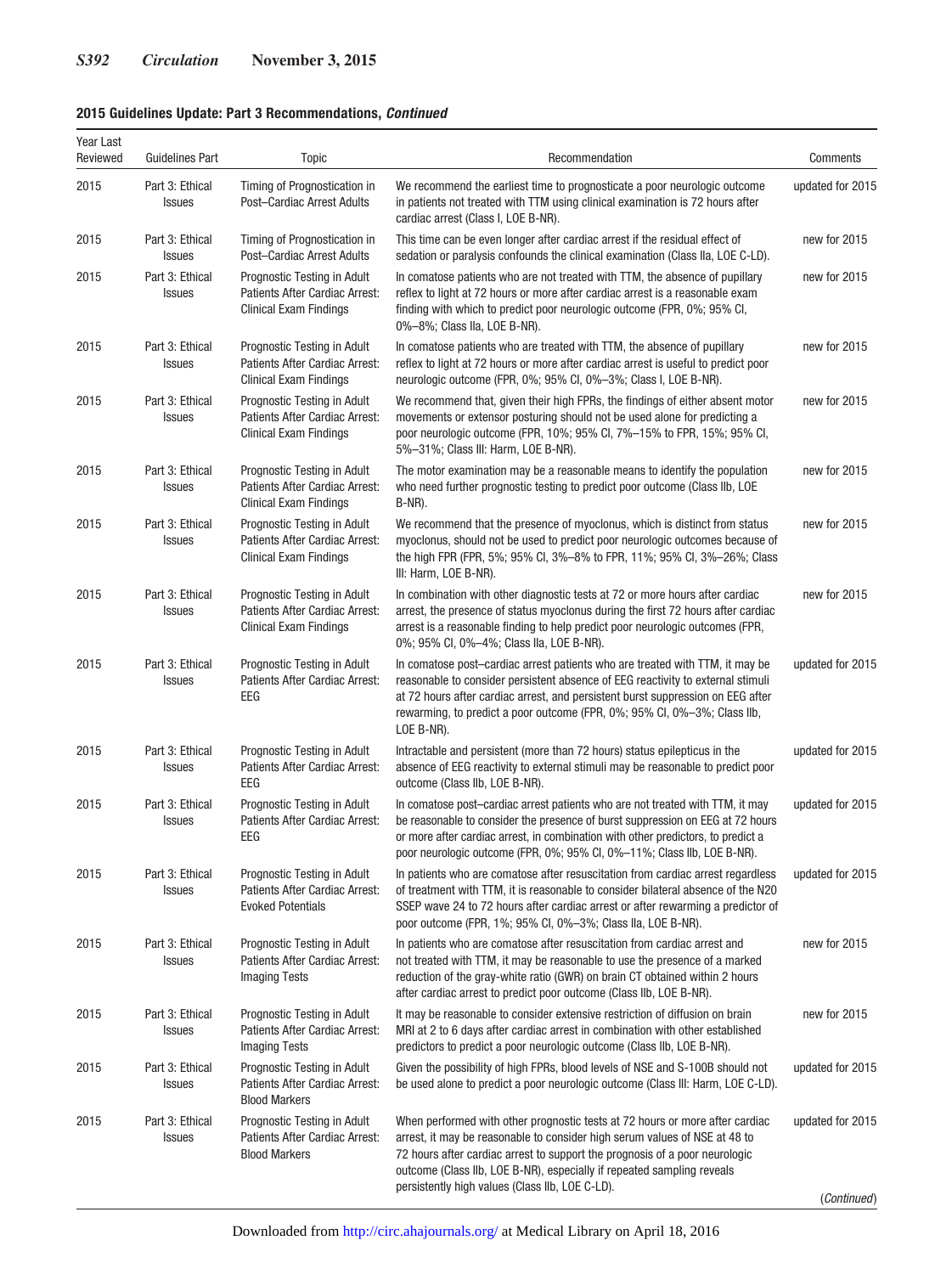**2015 Guidelines Update: Part 3 Recommendations, *Continued***

| Year Last Reviewed | Guidelines Part | Topic | Recommendation | Comments |
|---|---|---|---|---|
| 2015 | Part 3: Ethical Issues | Timing of Prognostication in Post–Cardiac Arrest Adults | We recommend the earliest time to prognosticate a poor neurologic outcome in patients not treated with TTM using clinical examination is 72 hours after cardiac arrest (Class I, LOE B-NR). | updated for 2015 |
| 2015 | Part 3: Ethical Issues | Timing of Prognostication in Post–Cardiac Arrest Adults | This time can be even longer after cardiac arrest if the residual effect of sedation or paralysis confounds the clinical examination (Class IIa, LOE C-LD). | new for 2015 |
| 2015 | Part 3: Ethical Issues | Prognostic Testing in Adult Patients After Cardiac Arrest: Clinical Exam Findings | In comatose patients who are not treated with TTM, the absence of pupillary reflex to light at 72 hours or more after cardiac arrest is a reasonable exam finding with which to predict poor neurologic outcome (FPR, 0%; 95% CI, 0%–8%; Class IIa, LOE B-NR). | new for 2015 |
| 2015 | Part 3: Ethical Issues | Prognostic Testing in Adult Patients After Cardiac Arrest: Clinical Exam Findings | In comatose patients who are treated with TTM, the absence of pupillary reflex to light at 72 hours or more after cardiac arrest is useful to predict poor neurologic outcome (FPR, 0%; 95% CI, 0%–3%; Class I, LOE B-NR). | new for 2015 |
| 2015 | Part 3: Ethical Issues | Prognostic Testing in Adult Patients After Cardiac Arrest: Clinical Exam Findings | We recommend that, given their high FPRs, the findings of either absent motor movements or extensor posturing should not be used alone for predicting a poor neurologic outcome (FPR, 10%; 95% CI, 7%–15% to FPR, 15%; 95% CI, 5%–31%; Class III: Harm, LOE B-NR). | new for 2015 |
| 2015 | Part 3: Ethical Issues | Prognostic Testing in Adult Patients After Cardiac Arrest: Clinical Exam Findings | The motor examination may be a reasonable means to identify the population who need further prognostic testing to predict poor outcome (Class IIb, LOE B-NR). | new for 2015 |
| 2015 | Part 3: Ethical Issues | Prognostic Testing in Adult Patients After Cardiac Arrest: Clinical Exam Findings | We recommend that the presence of myoclonus, which is distinct from status myoclonus, should not be used to predict poor neurologic outcomes because of the high FPR (FPR, 5%; 95% CI, 3%–8% to FPR, 11%; 95% CI, 3%–26%; Class III: Harm, LOE B-NR). | new for 2015 |
| 2015 | Part 3: Ethical Issues | Prognostic Testing in Adult Patients After Cardiac Arrest: Clinical Exam Findings | In combination with other diagnostic tests at 72 or more hours after cardiac arrest, the presence of status myoclonus during the first 72 hours after cardiac arrest is a reasonable finding to help predict poor neurologic outcomes (FPR, 0%; 95% CI, 0%–4%; Class IIa, LOE B-NR). | new for 2015 |
| 2015 | Part 3: Ethical Issues | Prognostic Testing in Adult Patients After Cardiac Arrest: EEG | In comatose post–cardiac arrest patients who are treated with TTM, it may be reasonable to consider persistent absence of EEG reactivity to external stimuli at 72 hours after cardiac arrest, and persistent burst suppression on EEG after rewarming, to predict a poor outcome (FPR, 0%; 95% CI, 0%–3%; Class IIb, LOE B-NR). | updated for 2015 |
| 2015 | Part 3: Ethical Issues | Prognostic Testing in Adult Patients After Cardiac Arrest: EEG | Intractable and persistent (more than 72 hours) status epilepticus in the absence of EEG reactivity to external stimuli may be reasonable to predict poor outcome (Class IIb, LOE B-NR). | updated for 2015 |
| 2015 | Part 3: Ethical Issues | Prognostic Testing in Adult Patients After Cardiac Arrest: EEG | In comatose post–cardiac arrest patients who are not treated with TTM, it may be reasonable to consider the presence of burst suppression on EEG at 72 hours or more after cardiac arrest, in combination with other predictors, to predict a poor neurologic outcome (FPR, 0%; 95% CI, 0%–11%; Class IIb, LOE B-NR). | updated for 2015 |
| 2015 | Part 3: Ethical Issues | Prognostic Testing in Adult Patients After Cardiac Arrest: Evoked Potentials | In patients who are comatose after resuscitation from cardiac arrest regardless of treatment with TTM, it is reasonable to consider bilateral absence of the N20 SSEP wave 24 to 72 hours after cardiac arrest or after rewarming a predictor of poor outcome (FPR, 1%; 95% CI, 0%–3%; Class IIa, LOE B-NR). | updated for 2015 |
| 2015 | Part 3: Ethical Issues | Prognostic Testing in Adult Patients After Cardiac Arrest: Imaging Tests | In patients who are comatose after resuscitation from cardiac arrest and not treated with TTM, it may be reasonable to use the presence of a marked reduction of the gray-white ratio (GWR) on brain CT obtained within 2 hours after cardiac arrest to predict poor outcome (Class IIb, LOE B-NR). | new for 2015 |
| 2015 | Part 3: Ethical Issues | Prognostic Testing in Adult Patients After Cardiac Arrest: Imaging Tests | It may be reasonable to consider extensive restriction of diffusion on brain MRI at 2 to 6 days after cardiac arrest in combination with other established predictors to predict a poor neurologic outcome (Class IIb, LOE B-NR). | new for 2015 |
| 2015 | Part 3: Ethical Issues | Prognostic Testing in Adult Patients After Cardiac Arrest: Blood Markers | Given the possibility of high FPRs, blood levels of NSE and S-100B should not be used alone to predict a poor neurologic outcome (Class III: Harm, LOE C-LD). | updated for 2015 |
| 2015 | Part 3: Ethical Issues | Prognostic Testing in Adult Patients After Cardiac Arrest: Blood Markers | When performed with other prognostic tests at 72 hours or more after cardiac arrest, it may be reasonable to consider high serum values of NSE at 48 to 72 hours after cardiac arrest to support the prognosis of a poor neurologic outcome (Class IIb, LOE B-NR), especially if repeated sampling reveals persistently high values (Class IIb, LOE C-LD). | updated for 2015 |

(*Continued*)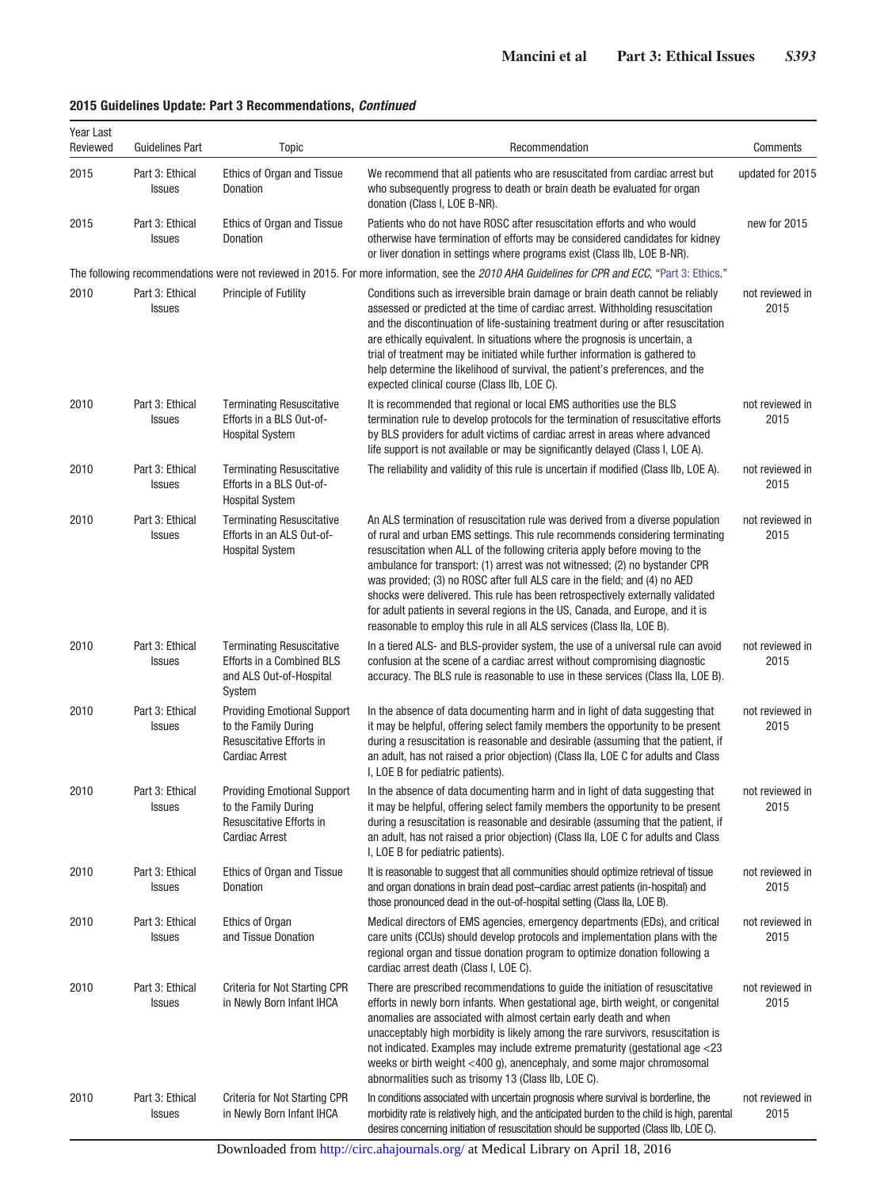**2015 Guidelines Update: Part 3 Recommendations, *Continued***

| Year Last Reviewed | Guidelines Part | Topic | Recommendation | Comments |
|---|---|---|---|---|
| 2015 | Part 3: Ethical Issues | Ethics of Organ and Tissue Donation | We recommend that all patients who are resuscitated from cardiac arrest but who subsequently progress to death or brain death be evaluated for organ donation (Class I, LOE B-NR). | updated for 2015 |
| 2015 | Part 3: Ethical Issues | Ethics of Organ and Tissue Donation | Patients who do not have ROSC after resuscitation efforts and who would otherwise have termination of efforts may be considered candidates for kidney or liver donation in settings where programs exist (Class IIb, LOE B-NR). | new for 2015 |
| The following recommendations were not reviewed in 2015. For more information, see the *2010 AHA Guidelines for CPR and ECC*, "Part 3: Ethics." | | | | |
| 2010 | Part 3: Ethical Issues | Principle of Futility | Conditions such as irreversible brain damage or brain death cannot be reliably assessed or predicted at the time of cardiac arrest. Withholding resuscitation and the discontinuation of life-sustaining treatment during or after resuscitation are ethically equivalent. In situations where the prognosis is uncertain, a trial of treatment may be initiated while further information is gathered to help determine the likelihood of survival, the patient's preferences, and the expected clinical course (Class IIb, LOE C). | not reviewed in 2015 |
| 2010 | Part 3: Ethical Issues | Terminating Resuscitative Efforts in a BLS Out-of-Hospital System | It is recommended that regional or local EMS authorities use the BLS termination rule to develop protocols for the termination of resuscitative efforts by BLS providers for adult victims of cardiac arrest in areas where advanced life support is not available or may be significantly delayed (Class I, LOE A). | not reviewed in 2015 |
| 2010 | Part 3: Ethical Issues | Terminating Resuscitative Efforts in a BLS Out-of-Hospital System | The reliability and validity of this rule is uncertain if modified (Class IIb, LOE A). | not reviewed in 2015 |
| 2010 | Part 3: Ethical Issues | Terminating Resuscitative Efforts in an ALS Out-of-Hospital System | An ALS termination of resuscitation rule was derived from a diverse population of rural and urban EMS settings. This rule recommends considering terminating resuscitation when ALL of the following criteria apply before moving to the ambulance for transport: (1) arrest was not witnessed; (2) no bystander CPR was provided; (3) no ROSC after full ALS care in the field; and (4) no AED shocks were delivered. This rule has been retrospectively externally validated for adult patients in several regions in the US, Canada, and Europe, and it is reasonable to employ this rule in all ALS services (Class IIa, LOE B). | not reviewed in 2015 |
| 2010 | Part 3: Ethical Issues | Terminating Resuscitative Efforts in a Combined BLS and ALS Out-of-Hospital System | In a tiered ALS- and BLS-provider system, the use of a universal rule can avoid confusion at the scene of a cardiac arrest without compromising diagnostic accuracy. The BLS rule is reasonable to use in these services (Class IIa, LOE B). | not reviewed in 2015 |
| 2010 | Part 3: Ethical Issues | Providing Emotional Support to the Family During Resuscitative Efforts in Cardiac Arrest | In the absence of data documenting harm and in light of data suggesting that it may be helpful, offering select family members the opportunity to be present during a resuscitation is reasonable and desirable (assuming that the patient, if an adult, has not raised a prior objection) (Class IIa, LOE C for adults and Class I, LOE B for pediatric patients). | not reviewed in 2015 |
| 2010 | Part 3: Ethical Issues | Providing Emotional Support to the Family During Resuscitative Efforts in Cardiac Arrest | In the absence of data documenting harm and in light of data suggesting that it may be helpful, offering select family members the opportunity to be present during a resuscitation is reasonable and desirable (assuming that the patient, if an adult, has not raised a prior objection) (Class IIa, LOE C for adults and Class I, LOE B for pediatric patients). | not reviewed in 2015 |
| 2010 | Part 3: Ethical Issues | Ethics of Organ and Tissue Donation | It is reasonable to suggest that all communities should optimize retrieval of tissue and organ donations in brain dead post–cardiac arrest patients (in-hospital) and those pronounced dead in the out-of-hospital setting (Class IIa, LOE B). | not reviewed in 2015 |
| 2010 | Part 3: Ethical Issues | Ethics of Organ and Tissue Donation | Medical directors of EMS agencies, emergency departments (EDs), and critical care units (CCUs) should develop protocols and implementation plans with the regional organ and tissue donation program to optimize donation following a cardiac arrest death (Class I, LOE C). | not reviewed in 2015 |
| 2010 | Part 3: Ethical Issues | Criteria for Not Starting CPR in Newly Born Infant IHCA | There are prescribed recommendations to guide the initiation of resuscitative efforts in newly born infants. When gestational age, birth weight, or congenital anomalies are associated with almost certain early death and when unacceptably high morbidity is likely among the rare survivors, resuscitation is not indicated. Examples may include extreme prematurity (gestational age <23 weeks or birth weight <400 g), anencephaly, and some major chromosomal abnormalities such as trisomy 13 (Class IIb, LOE C). | not reviewed in 2015 |
| 2010 | Part 3: Ethical Issues | Criteria for Not Starting CPR in Newly Born Infant IHCA | In conditions associated with uncertain prognosis where survival is borderline, the morbidity rate is relatively high, and the anticipated burden to the child is high, parental desires concerning initiation of resuscitation should be supported (Class IIb, LOE C). | not reviewed in 2015 |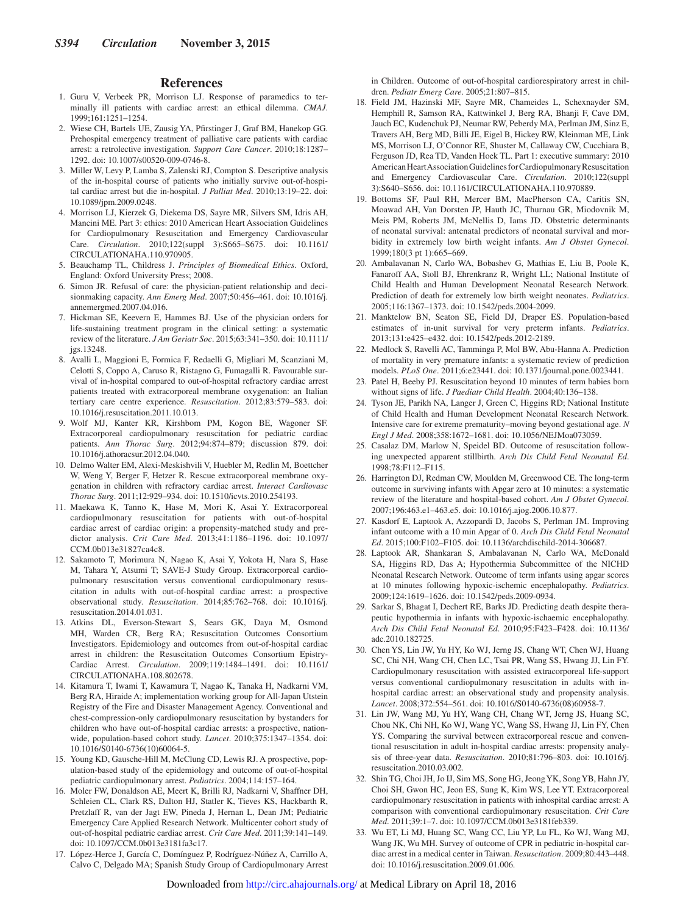## References

1. Guru V, Verbeek PR, Morrison LJ. Response of paramedics to terminally ill patients with cardiac arrest: an ethical dilemma. *CMAJ*. 1999;161:1251–1254.
2. Wiese CH, Bartels UE, Zausig YA, Pfirstinger J, Graf BM, Hanekop GG. Prehospital emergency treatment of palliative care patients with cardiac arrest: a retrolective investigation. *Support Care Cancer*. 2010;18:1287–1292. doi: 10.1007/s00520-009-0746-8.
3. Miller W, Levy P, Lamba S, Zalenski RJ, Compton S. Descriptive analysis of the in-hospital course of patients who initially survive out-of-hospital cardiac arrest but die in-hospital. *J Palliat Med*. 2010;13:19–22. doi: 10.1089/jpm.2009.0248.
4. Morrison LJ, Kierzek G, Diekema DS, Sayre MR, Silvers SM, Idris AH, Mancini ME. Part 3: ethics: 2010 American Heart Association Guidelines for Cardiopulmonary Resuscitation and Emergency Cardiovascular Care. *Circulation*. 2010;122(suppl 3):S665–S675. doi: 10.1161/CIRCULATIONAHA.110.970905.
5. Beauchamp TL, Childress J. *Principles of Biomedical Ethics*. Oxford, England: Oxford University Press; 2008.
6. Simon JR. Refusal of care: the physician-patient relationship and decisionmaking capacity. *Ann Emerg Med*. 2007;50:456–461. doi: 10.1016/j.annemergmed.2007.04.016.
7. Hickman SE, Keevern E, Hammes BJ. Use of the physician orders for life-sustaining treatment program in the clinical setting: a systematic review of the literature. *J Am Geriatr Soc*. 2015;63:341–350. doi: 10.1111/jgs.13248.
8. Avalli L, Maggioni E, Formica F, Redaelli G, Migliari M, Scanziani M, Celotti S, Coppo A, Caruso R, Ristagno G, Fumagalli R. Favourable survival of in-hospital compared to out-of-hospital refractory cardiac arrest patients treated with extracorporeal membrane oxygenation: an Italian tertiary care centre experience. *Resuscitation*. 2012;83:579–583. doi: 10.1016/j.resuscitation.2011.10.013.
9. Wolf MJ, Kanter KR, Kirshbom PM, Kogon BE, Wagoner SF. Extracorporeal cardiopulmonary resuscitation for pediatric cardiac patients. *Ann Thorac Surg*. 2012;94:874–879; discussion 879. doi: 10.1016/j.athoracsur.2012.04.040.
10. Delmo Walter EM, Alexi-Meskishvili V, Huebler M, Redlin M, Boettcher W, Weng Y, Berger F, Hetzer R. Rescue extracorporeal membrane oxygenation in children with refractory cardiac arrest. *Interact Cardiovasc Thorac Surg*. 2011;12:929–934. doi: 10.1510/icvts.2010.254193.
11. Maekawa K, Tanno K, Hase M, Mori K, Asai Y. Extracorporeal cardiopulmonary resuscitation for patients with out-of-hospital cardiac arrest of cardiac origin: a propensity-matched study and predictor analysis. *Crit Care Med*. 2013;41:1186–1196. doi: 10.1097/CCM.0b013e31827ca4c8.
12. Sakamoto T, Morimura N, Nagao K, Asai Y, Yokota H, Nara S, Hase M, Tahara Y, Atsumi T; SAVE-J Study Group. Extracorporeal cardiopulmonary resuscitation versus conventional cardiopulmonary resuscitation in adults with out-of-hospital cardiac arrest: a prospective observational study. *Resuscitation*. 2014;85:762–768. doi: 10.1016/j.resuscitation.2014.01.031.
13. Atkins DL, Everson-Stewart S, Sears GK, Daya M, Osmond MH, Warden CR, Berg RA; Resuscitation Outcomes Consortium Investigators. Epidemiology and outcomes from out-of-hospital cardiac arrest in children: the Resuscitation Outcomes Consortium Epistry-Cardiac Arrest. *Circulation*. 2009;119:1484–1491. doi: 10.1161/CIRCULATIONAHA.108.802678.
14. Kitamura T, Iwami T, Kawamura T, Nagao K, Tanaka H, Nadkarni VM, Berg RA, Hiraide A; implementation working group for All-Japan Utstein Registry of the Fire and Disaster Management Agency. Conventional and chest-compression-only cardiopulmonary resuscitation by bystanders for children who have out-of-hospital cardiac arrests: a prospective, nationwide, population-based cohort study. *Lancet*. 2010;375:1347–1354. doi: 10.1016/S0140-6736(10)60064-5.
15. Young KD, Gausche-Hill M, McClung CD, Lewis RJ. A prospective, population-based study of the epidemiology and outcome of out-of-hospital pediatric cardiopulmonary arrest. *Pediatrics*. 2004;114:157–164.
16. Moler FW, Donaldson AE, Meert K, Brilli RJ, Nadkarni V, Shaffner DH, Schleien CL, Clark RS, Dalton HJ, Statler K, Tieves KS, Hackbarth R, Pretzlaff R, van der Jagt EW, Pineda J, Hernan L, Dean JM; Pediatric Emergency Care Applied Research Network. Multicenter cohort study of out-of-hospital pediatric cardiac arrest. *Crit Care Med*. 2011;39:141–149. doi: 10.1097/CCM.0b013e3181fa3c17.
17. López-Herce J, García C, Domínguez P, Rodríguez-Núñez A, Carrillo A, Calvo C, Delgado MA; Spanish Study Group of Cardiopulmonary Arrest in Children. Outcome of out-of-hospital cardiorespiratory arrest in children. *Pediatr Emerg Care*. 2005;21:807–815.
18. Field JM, Hazinski MF, Sayre MR, Chameides L, Schexnayder SM, Hemphill R, Samson RA, Kattwinkel J, Berg RA, Bhanji F, Cave DM, Jauch EC, Kudenchuk PJ, Neumar RW, Peberdy MA, Perlman JM, Sinz E, Travers AH, Berg MD, Billi JE, Eigel B, Hickey RW, Kleinman ME, Link MS, Morrison LJ, O'Connor RE, Shuster M, Callaway CW, Cucchiara B, Ferguson JD, Rea TD, Vanden Hoek TL. Part 1: executive summary: 2010 American Heart Association Guidelines for Cardiopulmonary Resuscitation and Emergency Cardiovascular Care. *Circulation*. 2010;122(suppl 3):S640–S656. doi: 10.1161/CIRCULATIONAHA.110.970889.
19. Bottoms SF, Paul RH, Mercer BM, MacPherson CA, Caritis SN, Moawad AH, Van Dorsten JP, Hauth JC, Thurnau GR, Miodovnik M, Meis PM, Roberts JM, McNellis D, Iams JD. Obstetric determinants of neonatal survival: antenatal predictors of neonatal survival and morbidity in extremely low birth weight infants. *Am J Obstet Gynecol*. 1999;180(3 pt 1):665–669.
20. Ambalavanan N, Carlo WA, Bobashev G, Mathias E, Liu B, Poole K, Fanaroff AA, Stoll BJ, Ehrenkranz R, Wright LL; National Institute of Child Health and Human Development Neonatal Research Network. Prediction of death for extremely low birth weight neonates. *Pediatrics*. 2005;116:1367–1373. doi: 10.1542/peds.2004-2099.
21. Manktelow BN, Seaton SE, Field DJ, Draper ES. Population-based estimates of in-unit survival for very preterm infants. *Pediatrics*. 2013;131:e425–e432. doi: 10.1542/peds.2012-2189.
22. Medlock S, Ravelli AC, Tamminga P, Mol BW, Abu-Hanna A. Prediction of mortality in very premature infants: a systematic review of prediction models. *PLoS One*. 2011;6:e23441. doi: 10.1371/journal.pone.0023441.
23. Patel H, Beeby PJ. Resuscitation beyond 10 minutes of term babies born without signs of life. *J Paediatr Child Health*. 2004;40:136–138.
24. Tyson JE, Parikh NA, Langer J, Green C, Higgins RD; National Institute of Child Health and Human Development Neonatal Research Network. Intensive care for extreme prematurity–moving beyond gestational age. *N Engl J Med*. 2008;358:1672–1681. doi: 10.1056/NEJMoa073059.
25. Casalaz DM, Marlow N, Speidel BD. Outcome of resuscitation following unexpected apparent stillbirth. *Arch Dis Child Fetal Neonatal Ed*. 1998;78:F112–F115.
26. Harrington DJ, Redman CW, Moulden M, Greenwood CE. The long-term outcome in surviving infants with Apgar zero at 10 minutes: a systematic review of the literature and hospital-based cohort. *Am J Obstet Gynecol*. 2007;196:463.e1–463.e5. doi: 10.1016/j.ajog.2006.10.877.
27. Kasdorf E, Laptook A, Azzopardi D, Jacobs S, Perlman JM. Improving infant outcome with a 10 min Apgar of 0. *Arch Dis Child Fetal Neonatal Ed*. 2015;100:F102–F105. doi: 10.1136/archdischild-2014-306687.
28. Laptook AR, Shankaran S, Ambalavanan N, Carlo WA, McDonald SA, Higgins RD, Das A; Hypothermia Subcommittee of the NICHD Neonatal Research Network. Outcome of term infants using apgar scores at 10 minutes following hypoxic-ischemic encephalopathy. *Pediatrics*. 2009;124:1619–1626. doi: 10.1542/peds.2009-0934.
29. Sarkar S, Bhagat I, Dechert RE, Barks JD. Predicting death despite therapeutic hypothermia in infants with hypoxic-ischaemic encephalopathy. *Arch Dis Child Fetal Neonatal Ed*. 2010;95:F423–F428. doi: 10.1136/adc.2010.182725.
30. Chen YS, Lin JW, Yu HY, Ko WJ, Jerng JS, Chang WT, Chen WJ, Huang SC, Chi NH, Wang CH, Chen LC, Tsai PR, Wang SS, Hwang JJ, Lin FY. Cardiopulmonary resuscitation with assisted extracorporeal life-support versus conventional cardiopulmonary resuscitation in adults with in-hospital cardiac arrest: an observational study and propensity analysis. *Lancet*. 2008;372:554–561. doi: 10.1016/S0140-6736(08)60958-7.
31. Lin JW, Wang MJ, Yu HY, Wang CH, Chang WT, Jerng JS, Huang SC, Chou NK, Chi NH, Ko WJ, Wang YC, Wang SS, Hwang JJ, Lin FY, Chen YS. Comparing the survival between extracorporeal rescue and conventional resuscitation in adult in-hospital cardiac arrests: propensity analysis of three-year data. *Resuscitation*. 2010;81:796–803. doi: 10.1016/j.resuscitation.2010.03.002.
32. Shin TG, Choi JH, Jo IJ, Sim MS, Song HG, Jeong YK, Song YB, Hahn JY, Choi SH, Gwon HC, Jeon ES, Sung K, Kim WS, Lee YT. Extracorporeal cardiopulmonary resuscitation in patients with inhospital cardiac arrest: A comparison with conventional cardiopulmonary resuscitation. *Crit Care Med*. 2011;39:1–7. doi: 10.1097/CCM.0b013e3181feb339.
33. Wu ET, Li MJ, Huang SC, Wang CC, Liu YP, Lu FL, Ko WJ, Wang MJ, Wang JK, Wu MH. Survey of outcome of CPR in pediatric in-hospital cardiac arrest in a medical center in Taiwan. *Resuscitation*. 2009;80:443–448. doi: 10.1016/j.resuscitation.2009.01.006.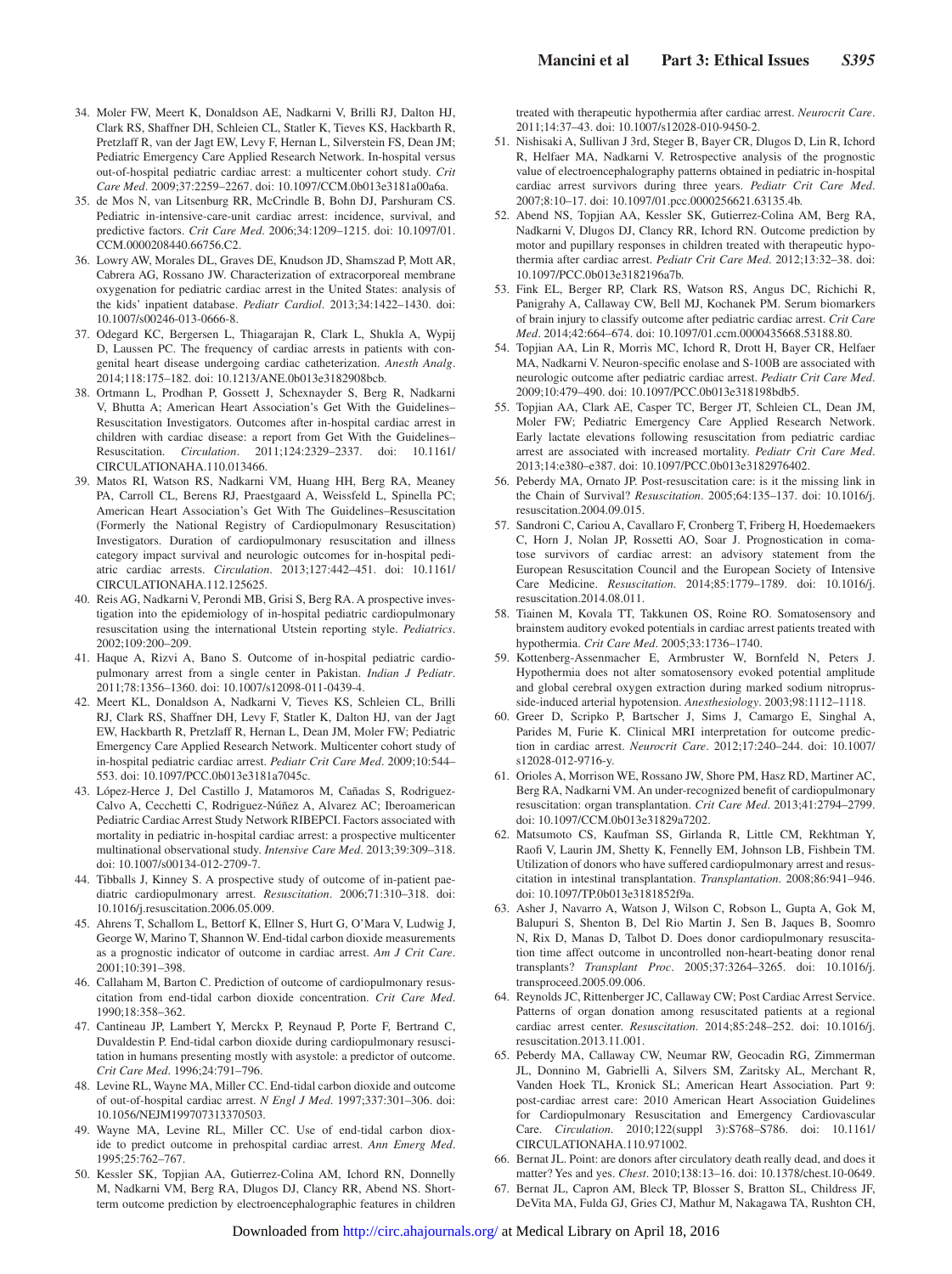34. Moler FW, Meert K, Donaldson AE, Nadkarni V, Brilli RJ, Dalton HJ, Clark RS, Shaffner DH, Schleien CL, Statler K, Tieves KS, Hackbarth R, Pretzlaff R, van der Jagt EW, Levy F, Hernan L, Silverstein FS, Dean JM; Pediatric Emergency Care Applied Research Network. In-hospital versus out-of-hospital pediatric cardiac arrest: a multicenter cohort study. *Crit Care Med*. 2009;37:2259–2267. doi: 10.1097/CCM.0b013e3181a00a6a.
35. de Mos N, van Litsenburg RR, McCrindle B, Bohn DJ, Parshuram CS. Pediatric in-intensive-care-unit cardiac arrest: incidence, survival, and predictive factors. *Crit Care Med*. 2006;34:1209–1215. doi: 10.1097/01.CCM.0000208440.66756.C2.
36. Lowry AW, Morales DL, Graves DE, Knudson JD, Shamszad P, Mott AR, Cabrera AG, Rossano JW. Characterization of extracorporeal membrane oxygenation for pediatric cardiac arrest in the United States: analysis of the kids' inpatient database. *Pediatr Cardiol*. 2013;34:1422–1430. doi: 10.1007/s00246-013-0666-8.
37. Odegard KC, Bergersen L, Thiagarajan R, Clark L, Shukla A, Wypij D, Laussen PC. The frequency of cardiac arrests in patients with congenital heart disease undergoing cardiac catheterization. *Anesth Analg*. 2014;118:175–182. doi: 10.1213/ANE.0b013e3182908bcb.
38. Ortmann L, Prodhan P, Gossett J, Schexnayder S, Berg R, Nadkarni V, Bhutta A; American Heart Association's Get With the Guidelines–Resuscitation Investigators. Outcomes after in-hospital cardiac arrest in children with cardiac disease: a report from Get With the Guidelines–Resuscitation. *Circulation*. 2011;124:2329–2337. doi: 10.1161/CIRCULATIONAHA.110.013466.
39. Matos RI, Watson RS, Nadkarni VM, Huang HH, Berg RA, Meaney PA, Carroll CL, Berens RJ, Praestgaard A, Weissfeld L, Spinella PC; American Heart Association's Get With The Guidelines–Resuscitation (Formerly the National Registry of Cardiopulmonary Resuscitation) Investigators. Duration of cardiopulmonary resuscitation and illness category impact survival and neurologic outcomes for in-hospital pediatric cardiac arrests. *Circulation*. 2013;127:442–451. doi: 10.1161/CIRCULATIONAHA.112.125625.
40. Reis AG, Nadkarni V, Perondi MB, Grisi S, Berg RA. A prospective investigation into the epidemiology of in-hospital pediatric cardiopulmonary resuscitation using the international Utstein reporting style. *Pediatrics*. 2002;109:200–209.
41. Haque A, Rizvi A, Bano S. Outcome of in-hospital pediatric cardiopulmonary arrest from a single center in Pakistan. *Indian J Pediatr*. 2011;78:1356–1360. doi: 10.1007/s12098-011-0439-4.
42. Meert KL, Donaldson A, Nadkarni V, Tieves KS, Schleien CL, Brilli RJ, Clark RS, Shaffner DH, Levy F, Statler K, Dalton HJ, van der Jagt EW, Hackbarth R, Pretzlaff R, Hernan L, Dean JM, Moler FW; Pediatric Emergency Care Applied Research Network. Multicenter cohort study of in-hospital pediatric cardiac arrest. *Pediatr Crit Care Med*. 2009;10:544–553. doi: 10.1097/PCC.0b013e3181a7045c.
43. López-Herce J, Del Castillo J, Matamoros M, Cañadas S, Rodriguez-Calvo A, Cecchetti C, Rodriguez-Núñez A, Alvarez AC; Iberoamerican Pediatric Cardiac Arrest Study Network RIBEPCI. Factors associated with mortality in pediatric in-hospital cardiac arrest: a prospective multicenter multinational observational study. *Intensive Care Med*. 2013;39:309–318. doi: 10.1007/s00134-012-2709-7.
44. Tibballs J, Kinney S. A prospective study of outcome of in-patient paediatric cardiopulmonary arrest. *Resuscitation*. 2006;71:310–318. doi: 10.1016/j.resuscitation.2006.05.009.
45. Ahrens T, Schallom L, Bettorf K, Ellner S, Hurt G, O'Mara V, Ludwig J, George W, Marino T, Shannon W. End-tidal carbon dioxide measurements as a prognostic indicator of outcome in cardiac arrest. *Am J Crit Care*. 2001;10:391–398.
46. Callaham M, Barton C. Prediction of outcome of cardiopulmonary resuscitation from end-tidal carbon dioxide concentration. *Crit Care Med*. 1990;18:358–362.
47. Cantineau JP, Lambert Y, Merckx P, Reynaud P, Porte F, Bertrand C, Duvaldestin P. End-tidal carbon dioxide during cardiopulmonary resuscitation in humans presenting mostly with asystole: a predictor of outcome. *Crit Care Med*. 1996;24:791–796.
48. Levine RL, Wayne MA, Miller CC. End-tidal carbon dioxide and outcome of out-of-hospital cardiac arrest. *N Engl J Med*. 1997;337:301–306. doi: 10.1056/NEJM199707313370503.
49. Wayne MA, Levine RL, Miller CC. Use of end-tidal carbon dioxide to predict outcome in prehospital cardiac arrest. *Ann Emerg Med*. 1995;25:762–767.
50. Kessler SK, Topjian AA, Gutierrez-Colina AM, Ichord RN, Donnelly M, Nadkarni VM, Berg RA, Dlugos DJ, Clancy RR, Abend NS. Short-term outcome prediction by electroencephalographic features in children treated with therapeutic hypothermia after cardiac arrest. *Neurocrit Care*. 2011;14:37–43. doi: 10.1007/s12028-010-9450-2.
51. Nishisaki A, Sullivan J 3rd, Steger B, Bayer CR, Dlugos D, Lin R, Ichord R, Helfaer MA, Nadkarni V. Retrospective analysis of the prognostic value of electroencephalography patterns obtained in pediatric in-hospital cardiac arrest survivors during three years. *Pediatr Crit Care Med*. 2007;8:10–17. doi: 10.1097/01.pcc.0000256621.63135.4b.
52. Abend NS, Topjian AA, Kessler SK, Gutierrez-Colina AM, Berg RA, Nadkarni V, Dlugos DJ, Clancy RR, Ichord RN. Outcome prediction by motor and pupillary responses in children treated with therapeutic hypothermia after cardiac arrest. *Pediatr Crit Care Med*. 2012;13:32–38. doi: 10.1097/PCC.0b013e3182196a7b.
53. Fink EL, Berger RP, Clark RS, Watson RS, Angus DC, Richichi R, Panigrahy A, Callaway CW, Bell MJ, Kochanek PM. Serum biomarkers of brain injury to classify outcome after pediatric cardiac arrest. *Crit Care Med*. 2014;42:664–674. doi: 10.1097/01.ccm.0000435668.53188.80.
54. Topjian AA, Lin R, Morris MC, Ichord R, Drott H, Bayer CR, Helfaer MA, Nadkarni V. Neuron-specific enolase and S-100B are associated with neurologic outcome after pediatric cardiac arrest. *Pediatr Crit Care Med*. 2009;10:479–490. doi: 10.1097/PCC.0b013e318198bdb5.
55. Topjian AA, Clark AE, Casper TC, Berger JT, Schleien CL, Dean JM, Moler FW; Pediatric Emergency Care Applied Research Network. Early lactate elevations following resuscitation from pediatric cardiac arrest are associated with increased mortality. *Pediatr Crit Care Med*. 2013;14:e380–e387. doi: 10.1097/PCC.0b013e3182976402.
56. Peberdy MA, Ornato JP. Post-resuscitation care: is it the missing link in the Chain of Survival? *Resuscitation*. 2005;64:135–137. doi: 10.1016/j.resuscitation.2004.09.015.
57. Sandroni C, Cariou A, Cavallaro F, Cronberg T, Friberg H, Hoedemaekers C, Horn J, Nolan JP, Rossetti AO, Soar J. Prognostication in comatose survivors of cardiac arrest: an advisory statement from the European Resuscitation Council and the European Society of Intensive Care Medicine. *Resuscitation*. 2014;85:1779–1789. doi: 10.1016/j.resuscitation.2014.08.011.
58. Tiainen M, Kovala TT, Takkunen OS, Roine RO. Somatosensory and brainstem auditory evoked potentials in cardiac arrest patients treated with hypothermia. *Crit Care Med*. 2005;33:1736–1740.
59. Kottenberg-Assenmacher E, Armbruster W, Bornfeld N, Peters J. Hypothermia does not alter somatosensory evoked potential amplitude and global cerebral oxygen extraction during marked sodium nitroprusside-induced arterial hypotension. *Anesthesiology*. 2003;98:1112–1118.
60. Greer D, Scripko P, Bartscher J, Sims J, Camargo E, Singhal A, Parides M, Furie K. Clinical MRI interpretation for outcome prediction in cardiac arrest. *Neurocrit Care*. 2012;17:240–244. doi: 10.1007/s12028-012-9716-y.
61. Orioles A, Morrison WE, Rossano JW, Shore PM, Hasz RD, Martiner AC, Berg RA, Nadkarni VM. An under-recognized benefit of cardiopulmonary resuscitation: organ transplantation. *Crit Care Med*. 2013;41:2794–2799. doi: 10.1097/CCM.0b013e31829a7202.
62. Matsumoto CS, Kaufman SS, Girlanda R, Little CM, Rekhtman Y, Raofi V, Laurin JM, Shetty K, Fennelly EM, Johnson LB, Fishbein TM. Utilization of donors who have suffered cardiopulmonary arrest and resuscitation in intestinal transplantation. *Transplantation*. 2008;86:941–946. doi: 10.1097/TP.0b013e3181852f9a.
63. Asher J, Navarro A, Watson J, Wilson C, Robson L, Gupta A, Gok M, Balupuri S, Shenton B, Del Rio Martin J, Sen B, Jaques B, Soomro N, Rix D, Manas D, Talbot D. Does donor cardiopulmonary resuscitation time affect outcome in uncontrolled non-heart-beating donor renal transplants? *Transplant Proc*. 2005;37:3264–3265. doi: 10.1016/j.transproceed.2005.09.006.
64. Reynolds JC, Rittenberger JC, Callaway CW; Post Cardiac Arrest Service. Patterns of organ donation among resuscitated patients at a regional cardiac arrest center. *Resuscitation*. 2014;85:248–252. doi: 10.1016/j.resuscitation.2013.11.001.
65. Peberdy MA, Callaway CW, Neumar RW, Geocadin RG, Zimmerman JL, Donnino M, Gabrielli A, Silvers SM, Zaritsky AL, Merchant R, Vanden Hoek TL, Kronick SL; American Heart Association. Part 9: post-cardiac arrest care: 2010 American Heart Association Guidelines for Cardiopulmonary Resuscitation and Emergency Cardiovascular Care. *Circulation*. 2010;122(suppl 3):S768–S786. doi: 10.1161/CIRCULATIONAHA.110.971002.
66. Bernat JL. Point: are donors after circulatory death really dead, and does it matter? Yes and yes. *Chest*. 2010;138:13–16. doi: 10.1378/chest.10-0649.
67. Bernat JL, Capron AM, Bleck TP, Blosser S, Bratton SL, Childress JF, DeVita MA, Fulda GJ, Gries CJ, Mathur M, Nakagawa TA, Rushton CH,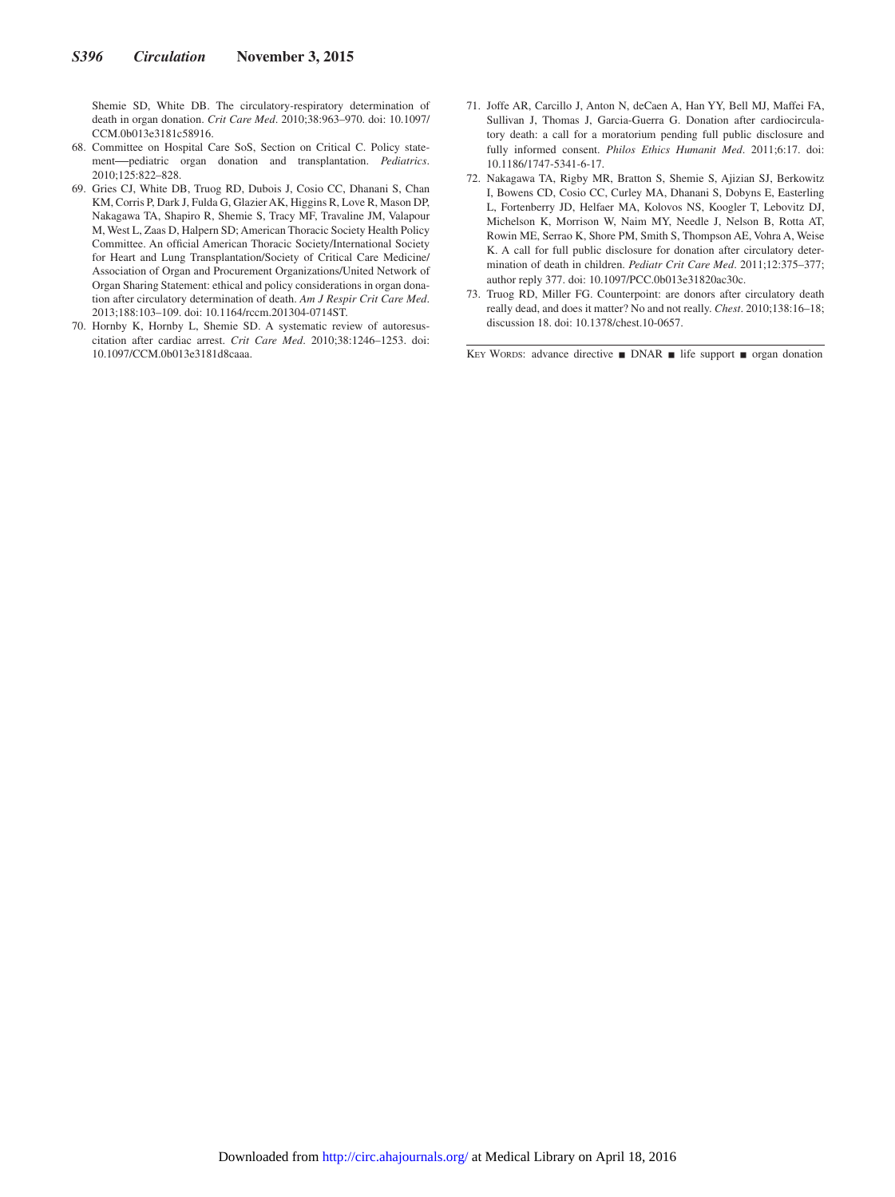Shemie SD, White DB. The circulatory-respiratory determination of death in organ donation. *Crit Care Med*. 2010;38:963–970. doi: 10.1097/CCM.0b013e3181c58916.

68. Committee on Hospital Care SoS, Section on Critical C. Policy statement—pediatric organ donation and transplantation. *Pediatrics*. 2010;125:822–828.
69. Gries CJ, White DB, Truog RD, Dubois J, Cosio CC, Dhanani S, Chan KM, Corris P, Dark J, Fulda G, Glazier AK, Higgins R, Love R, Mason DP, Nakagawa TA, Shapiro R, Shemie S, Tracy MF, Travaline JM, Valapour M, West L, Zaas D, Halpern SD; American Thoracic Society Health Policy Committee. An official American Thoracic Society/International Society for Heart and Lung Transplantation/Society of Critical Care Medicine/Association of Organ and Procurement Organizations/United Network of Organ Sharing Statement: ethical and policy considerations in organ donation after circulatory determination of death. *Am J Respir Crit Care Med*. 2013;188:103–109. doi: 10.1164/rccm.201304-0714ST.
70. Hornby K, Hornby L, Shemie SD. A systematic review of autoresuscitation after cardiac arrest. *Crit Care Med*. 2010;38:1246–1253. doi: 10.1097/CCM.0b013e3181d8caaa.
71. Joffe AR, Carcillo J, Anton N, deCaen A, Han YY, Bell MJ, Maffei FA, Sullivan J, Thomas J, Garcia-Guerra G. Donation after cardiocirculatory death: a call for a moratorium pending full public disclosure and fully informed consent. *Philos Ethics Humanit Med*. 2011;6:17. doi: 10.1186/1747-5341-6-17.
72. Nakagawa TA, Rigby MR, Bratton S, Shemie S, Ajizian SJ, Berkowitz I, Bowens CD, Cosio CC, Curley MA, Dhanani S, Dobyns E, Easterling L, Fortenberry JD, Helfaer MA, Kolovos NS, Koogler T, Lebovitz DJ, Michelson K, Morrison W, Naim MY, Needle J, Nelson B, Rotta AT, Rowin ME, Serrao K, Shore PM, Smith S, Thompson AE, Vohra A, Weise K. A call for full public disclosure for donation after circulatory determination of death in children. *Pediatr Crit Care Med*. 2011;12:375–377; author reply 377. doi: 10.1097/PCC.0b013e31820ac30c.
73. Truog RD, Miller FG. Counterpoint: are donors after circulatory death really dead, and does it matter? No and not really. *Chest*. 2010;138:16–18; discussion 18. doi: 10.1378/chest.10-0657.

Key Words: advance directive ■ DNAR ■ life support ■ organ donation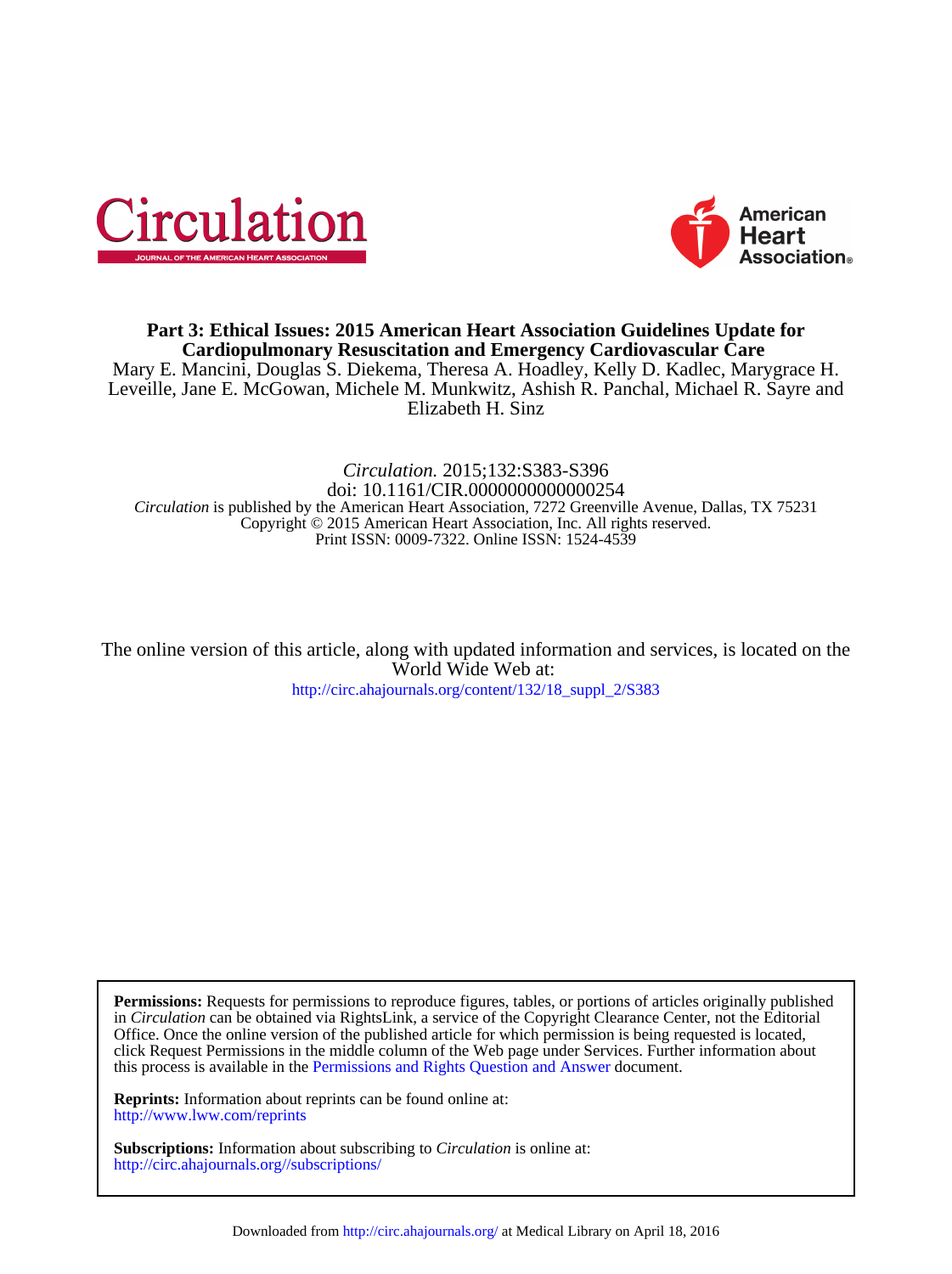**Part 3: Ethical Issues: 2015 American Heart Association Guidelines Update for Cardiopulmonary Resuscitation and Emergency Cardiovascular Care**

Mary E. Mancini, Douglas S. Diekema, Theresa A. Hoadley, Kelly D. Kadlec, Marygrace H. Leveille, Jane E. McGowan, Michele M. Munkwitz, Ashish R. Panchal, Michael R. Sayre and Elizabeth H. Sinz

*Circulation.* 2015;132:S383-S396

doi: 10.1161/CIR.0000000000000254

*Circulation* is published by the American Heart Association, 7272 Greenville Avenue, Dallas, TX 75231

Copyright © 2015 American Heart Association, Inc. All rights reserved.

Print ISSN: 0009-7322. Online ISSN: 1524-4539

The online version of this article, along with updated information and services, is located on the World Wide Web at:

http://circ.ahajournals.org/content/132/18_suppl_2/S383

**Permissions:** Requests for permissions to reproduce figures, tables, or portions of articles originally published in *Circulation* can be obtained via RightsLink, a service of the Copyright Clearance Center, not the Editorial Office. Once the online version of the published article for which permission is being requested is located, click Request Permissions in the middle column of the Web page under Services. Further information about this process is available in the Permissions and Rights Question and Answer document.

**Reprints:** Information about reprints can be found online at:
http://www.lww.com/reprints

**Subscriptions:** Information about subscribing to *Circulation* is online at:
http://circ.ahajournals.org//subscriptions/